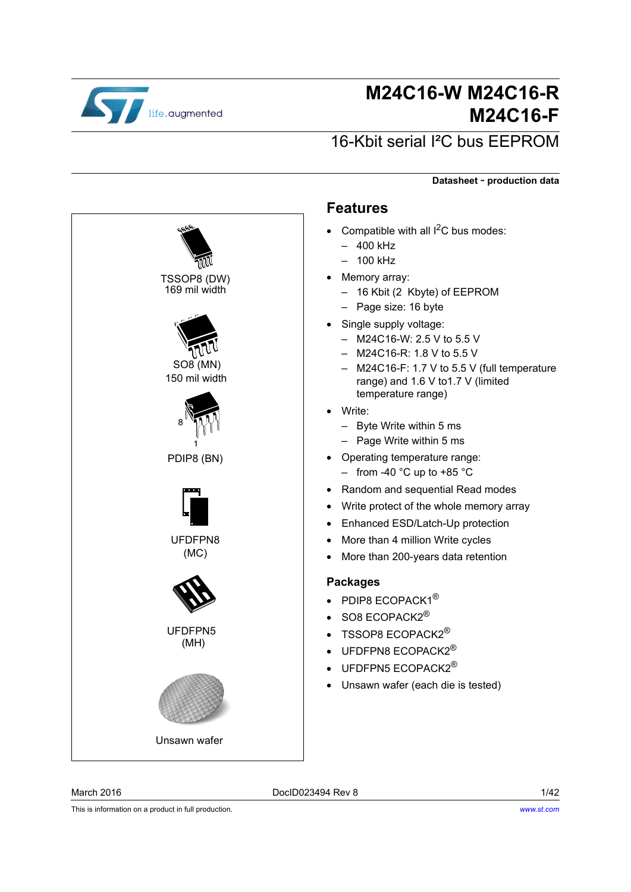# M24C16-W M24C16-R M24C16-F

## 16-Kbit serial I²C bus EEPROM

**Datasheet - production data**

TSSOP8 (DW)
169 mil width

SO8 (MN)
150 mil width

PDIP8 (BN)

UFDFPN8
(MC)

UFDFPN5
(MH)

Unsawn wafer

## Features

- Compatible with all I$^2$C bus modes:
  - 400 kHz
  - 100 kHz
- Memory array:
  - 16 Kbit (2 Kbyte) of EEPROM
  - Page size: 16 byte
- Single supply voltage:
  - M24C16-W: 2.5 V to 5.5 V
  - M24C16-R: 1.8 V to 5.5 V
  - M24C16-F: 1.7 V to 5.5 V (full temperature range) and 1.6 V to1.7 V (limited temperature range)
- Write:
  - Byte Write within 5 ms
  - Page Write within 5 ms
- Operating temperature range:
  - from -40 °C up to +85 °C
- Random and sequential Read modes
- Write protect of the whole memory array
- Enhanced ESD/Latch-Up protection
- More than 4 million Write cycles
- More than 200-years data retention

### Packages

- PDIP8 ECOPACK1®
- SO8 ECOPACK2®
- TSSOP8 ECOPACK2®
- UFDFPN8 ECOPACK2®
- UFDFPN5 ECOPACK2®
- Unsawn wafer (each die is tested)

March 2016 DocID023494 Rev 8

This is information on a product in full production.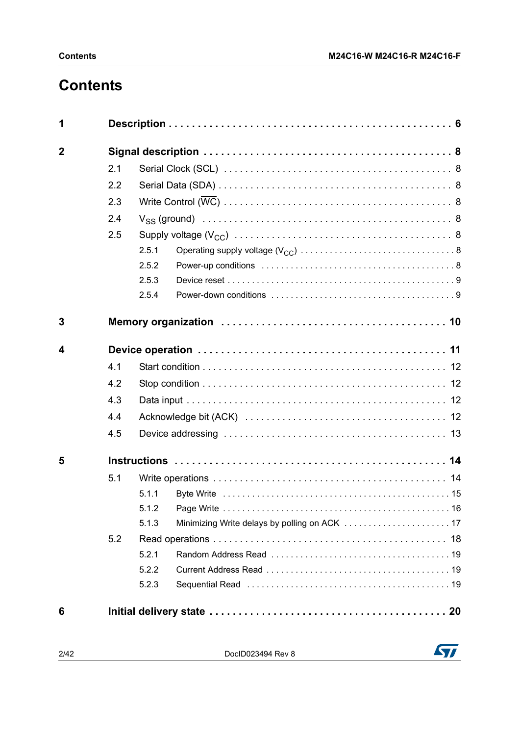# Contents

| | | | |
|---|---|---|---|
| **1** | **Description** | | **6** |
| **2** | **Signal description** | | **8** |
| | 2.1 | Serial Clock (SCL) | 8 |
| | 2.2 | Serial Data (SDA) | 8 |
| | 2.3 | Write Control ($\overline{WC}$) | 8 |
| | 2.4 | $V_{SS}$ (ground) | 8 |
| | 2.5 | Supply voltage ($V_{CC}$) | 8 |
| | 2.5.1 | Operating supply voltage ($V_{CC}$) | 8 |
| | 2.5.2 | Power-up conditions | 8 |
| | 2.5.3 | Device reset | 9 |
| | 2.5.4 | Power-down conditions | 9 |
| **3** | **Memory organization** | | **10** |
| **4** | **Device operation** | | **11** |
| | 4.1 | Start condition | 12 |
| | 4.2 | Stop condition | 12 |
| | 4.3 | Data input | 12 |
| | 4.4 | Acknowledge bit (ACK) | 12 |
| | 4.5 | Device addressing | 13 |
| **5** | **Instructions** | | **14** |
| | 5.1 | Write operations | 14 |
| | 5.1.1 | Byte Write | 15 |
| | 5.1.2 | Page Write | 16 |
| | 5.1.3 | Minimizing Write delays by polling on ACK | 17 |
| | 5.2 | Read operations | 18 |
| | 5.2.1 | Random Address Read | 19 |
| | 5.2.2 | Current Address Read | 19 |
| | 5.2.3 | Sequential Read | 19 |
| **6** | **Initial delivery state** | | **20** |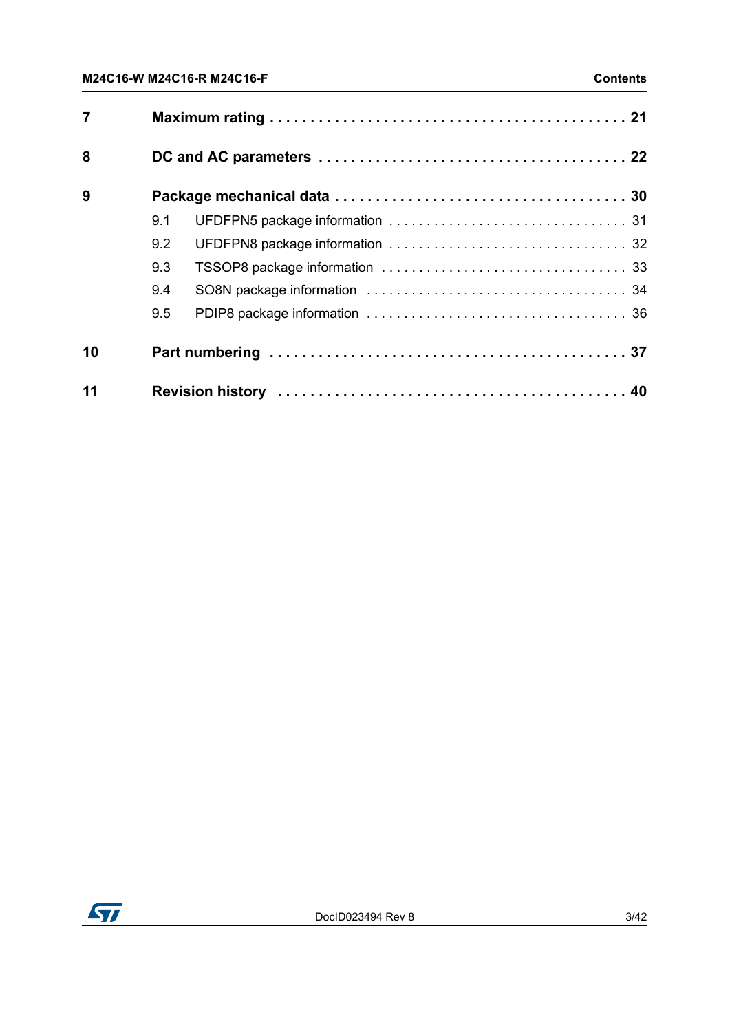| | | |
|---|---|---|
| **7** | **Maximum rating** | **21** |
| **8** | **DC and AC parameters** | **22** |
| **9** | **Package mechanical data** | **30** |
| | 9.1 UFDFPN5 package information | 31 |
| | 9.2 UFDFPN8 package information | 32 |
| | 9.3 TSSOP8 package information | 33 |
| | 9.4 SO8N package information | 34 |
| | 9.5 PDIP8 package information | 36 |
| **10** | **Part numbering** | **37** |
| **11** | **Revision history** | **40** |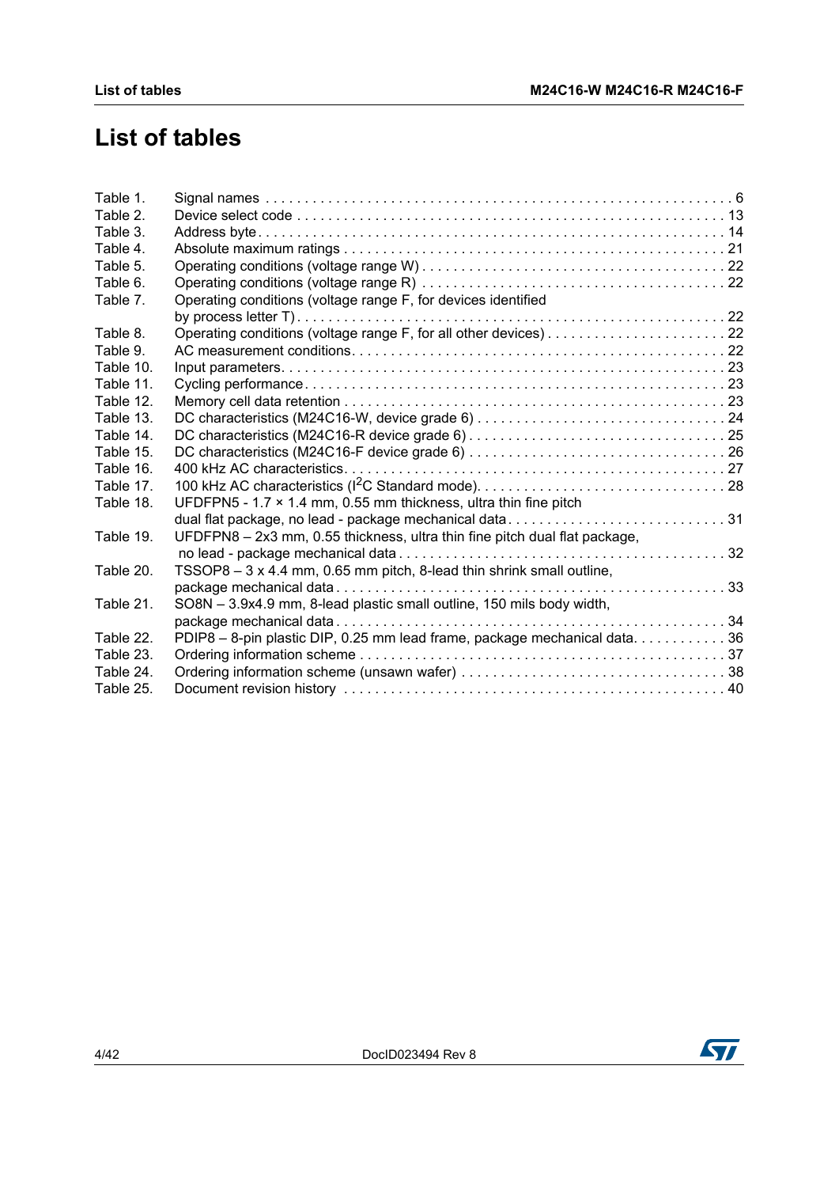# List of tables

| | | |
|---|---|---|
| Table 1. | Signal names | 6 |
| Table 2. | Device select code | 13 |
| Table 3. | Address byte | 14 |
| Table 4. | Absolute maximum ratings | 21 |
| Table 5. | Operating conditions (voltage range W) | 22 |
| Table 6. | Operating conditions (voltage range R) | 22 |
| Table 7. | Operating conditions (voltage range F, for devices identified by process letter T) | 22 |
| Table 8. | Operating conditions (voltage range F, for all other devices) | 22 |
| Table 9. | AC measurement conditions | 22 |
| Table 10. | Input parameters | 23 |
| Table 11. | Cycling performance | 23 |
| Table 12. | Memory cell data retention | 23 |
| Table 13. | DC characteristics (M24C16-W, device grade 6) | 24 |
| Table 14. | DC characteristics (M24C16-R device grade 6) | 25 |
| Table 15. | DC characteristics (M24C16-F device grade 6) | 26 |
| Table 16. | 400 kHz AC characteristics | 27 |
| Table 17. | 100 kHz AC characteristics ($I^2C$ Standard mode) | 28 |
| Table 18. | UFDFPN5 - 1.7 × 1.4 mm, 0.55 mm thickness, ultra thin fine pitch dual flat package, no lead - package mechanical data | 31 |
| Table 19. | UFDFPN8 – 2x3 mm, 0.55 thickness, ultra thin fine pitch dual flat package, no lead - package mechanical data | 32 |
| Table 20. | TSSOP8 – 3 x 4.4 mm, 0.65 mm pitch, 8-lead thin shrink small outline, package mechanical data | 33 |
| Table 21. | SO8N – 3.9x4.9 mm, 8-lead plastic small outline, 150 mils body width, package mechanical data | 34 |
| Table 22. | PDIP8 – 8-pin plastic DIP, 0.25 mm lead frame, package mechanical data | 36 |
| Table 23. | Ordering information scheme | 37 |
| Table 24. | Ordering information scheme (unsawn wafer) | 38 |
| Table 25. | Document revision history | 40 |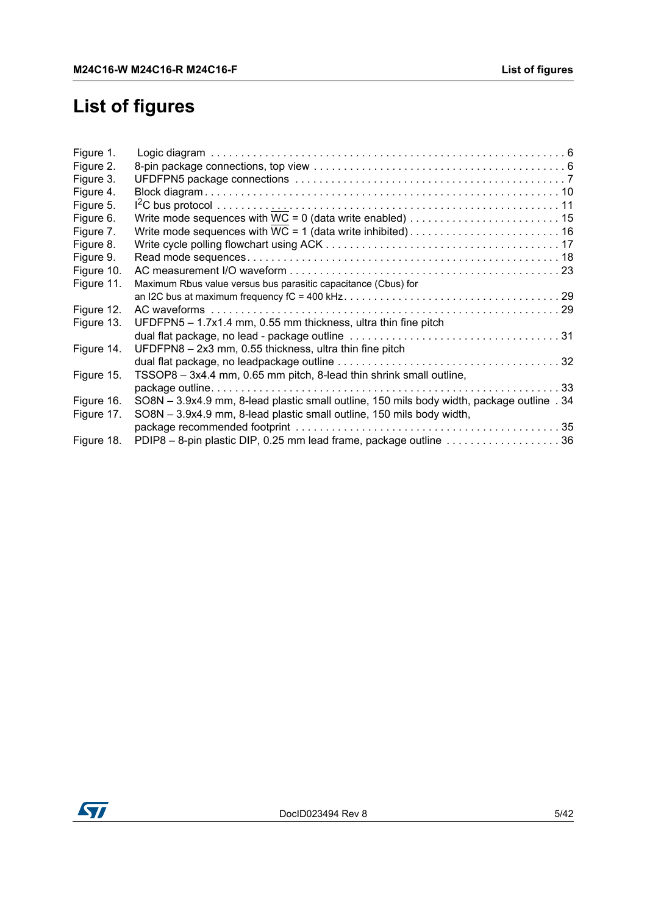# List of figures

| | | |
|---|---|---|
| Figure 1. | Logic diagram | 6 |
| Figure 2. | 8-pin package connections, top view | 6 |
| Figure 3. | UFDFPN5 package connections | 7 |
| Figure 4. | Block diagram | 10 |
| Figure 5. | $I^2C$ bus protocol | 11 |
| Figure 6. | Write mode sequences with $\overline{WC}$ = 0 (data write enabled) | 15 |
| Figure 7. | Write mode sequences with $\overline{WC}$ = 1 (data write inhibited) | 16 |
| Figure 8. | Write cycle polling flowchart using ACK | 17 |
| Figure 9. | Read mode sequences | 18 |
| Figure 10. | AC measurement I/O waveform | 23 |
| Figure 11. | Maximum Rbus value versus bus parasitic capacitance (Cbus) for an I2C bus at maximum frequency fC = 400 kHz | 29 |
| Figure 12. | AC waveforms | 29 |
| Figure 13. | UFDFPN5 – 1.7x1.4 mm, 0.55 mm thickness, ultra thin fine pitch dual flat package, no lead - package outline | 31 |
| Figure 14. | UFDFPN8 – 2x3 mm, 0.55 thickness, ultra thin fine pitch dual flat package, no leadpackage outline | 32 |
| Figure 15. | TSSOP8 – 3x4.4 mm, 0.65 mm pitch, 8-lead thin shrink small outline, package outline | 33 |
| Figure 16. | SO8N – 3.9x4.9 mm, 8-lead plastic small outline, 150 mils body width, package outline | 34 |
| Figure 17. | SO8N – 3.9x4.9 mm, 8-lead plastic small outline, 150 mils body width, package recommended footprint | 35 |
| Figure 18. | PDIP8 – 8-pin plastic DIP, 0.25 mm lead frame, package outline | 36 |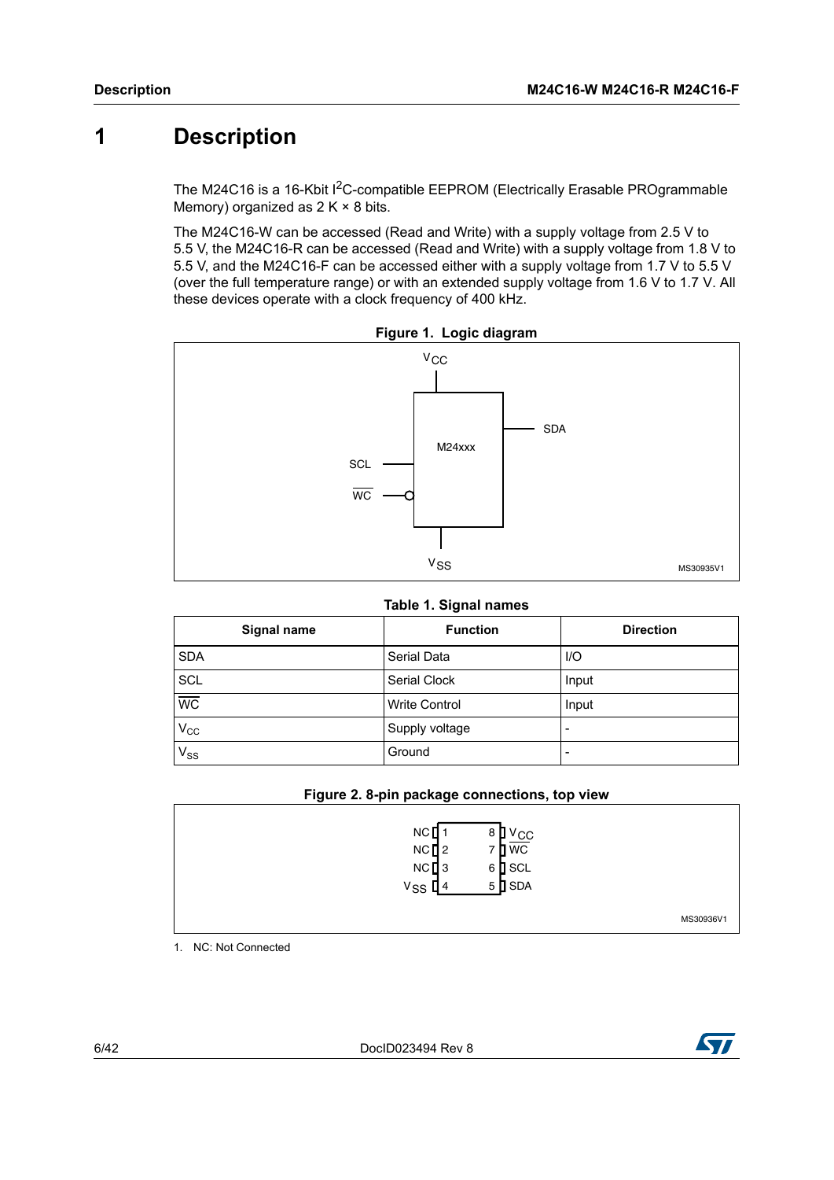# 1 Description

The M24C16 is a 16-Kbit $I^2C$-compatible EEPROM (Electrically Erasable PROgrammable Memory) organized as 2 K × 8 bits.

The M24C16-W can be accessed (Read and Write) with a supply voltage from 2.5 V to 5.5 V, the M24C16-R can be accessed (Read and Write) with a supply voltage from 1.8 V to 5.5 V, and the M24C16-F can be accessed either with a supply voltage from 1.7 V to 5.5 V (over the full temperature range) or with an extended supply voltage from 1.6 V to 1.7 V. All these devices operate with a clock frequency of 400 kHz.

**Figure 1. Logic diagram**

$V_{CC}$

SCL

$\overline{WC}$

M24xxx

SDA

$V_{SS}$

MS30935V1

**Table 1. Signal names**

| Signal name | Function | Direction |
|---|---|---|
| SDA | Serial Data | I/O |
| SCL | Serial Clock | Input |
| $\overline{WC}$ | Write Control | Input |
| $V_{CC}$ | Supply voltage | - |
| $V_{SS}$ | Ground | - |

**Figure 2. 8-pin package connections, top view**

| Pin | Signal | Pin | Signal |
|---|---|---|---|
| 1 | NC | 8 | $V_{CC}$ |
| 2 | NC | 7 | $\overline{WC}$ |
| 3 | NC | 6 | SCL |
| 4 | $V_{SS}$ | 5 | SDA |

MS30936V1

1. NC: Not Connected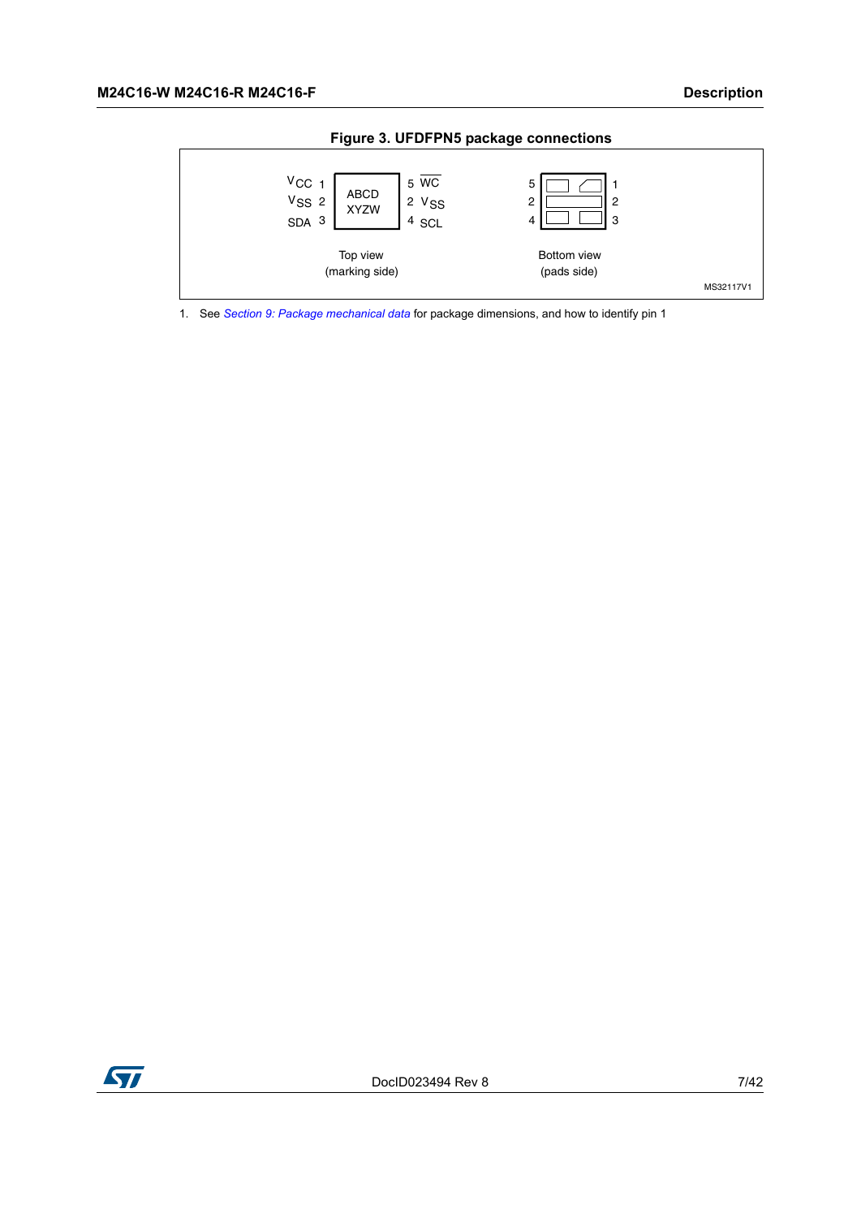**Figure 3. UFDFPN5 package connections**

| Pin | Signal (Top view, marking side) | | Pin | Signal |
|---|---|---|---|---|
| 1 | $V_{CC}$ | ABCD XYZW | 5 | $\overline{WC}$ |
| 2 | $V_{SS}$ | | 2 | $V_{SS}$ |
| 3 | SDA | | 4 | SCL |

Top view (marking side)

Bottom view (pads side): left column pins 5, 2, 4; right column pins 1, 2, 3.

MS32117V1

1. See *Section 9: Package mechanical data* for package dimensions, and how to identify pin 1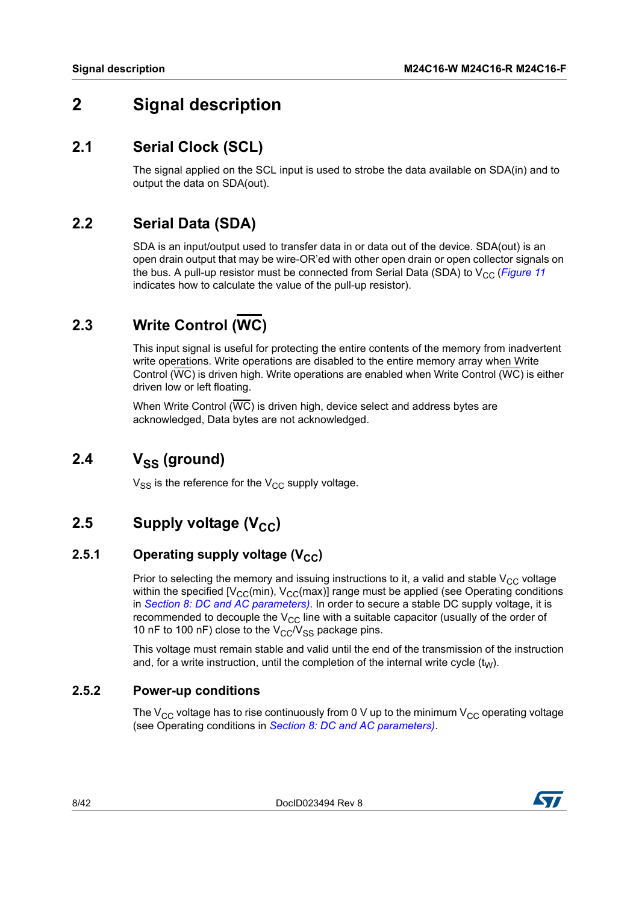# 2 Signal description

## 2.1 Serial Clock (SCL)

The signal applied on the SCL input is used to strobe the data available on SDA(in) and to output the data on SDA(out).

## 2.2 Serial Data (SDA)

SDA is an input/output used to transfer data in or data out of the device. SDA(out) is an open drain output that may be wire-OR'ed with other open drain or open collector signals on the bus. A pull-up resistor must be connected from Serial Data (SDA) to $V_{CC}$ (*Figure 11* indicates how to calculate the value of the pull-up resistor).

## 2.3 Write Control ($\overline{WC}$)

This input signal is useful for protecting the entire contents of the memory from inadvertent write operations. Write operations are disabled to the entire memory array when Write Control ($\overline{WC}$) is driven high. Write operations are enabled when Write Control ($\overline{WC}$) is either driven low or left floating.

When Write Control ($\overline{WC}$) is driven high, device select and address bytes are acknowledged, Data bytes are not acknowledged.

## 2.4 $V_{SS}$ (ground)

$V_{SS}$ is the reference for the $V_{CC}$ supply voltage.

## 2.5 Supply voltage ($V_{CC}$)

### 2.5.1 Operating supply voltage ($V_{CC}$)

Prior to selecting the memory and issuing instructions to it, a valid and stable $V_{CC}$ voltage within the specified [$V_{CC}$(min), $V_{CC}$(max)] range must be applied (see Operating conditions in *Section 8: DC and AC parameters)*. In order to secure a stable DC supply voltage, it is recommended to decouple the $V_{CC}$ line with a suitable capacitor (usually of the order of 10 nF to 100 nF) close to the $V_{CC}$/$V_{SS}$ package pins.

This voltage must remain stable and valid until the end of the transmission of the instruction and, for a write instruction, until the completion of the internal write cycle ($t_W$).

### 2.5.2 Power-up conditions

The $V_{CC}$ voltage has to rise continuously from 0 V up to the minimum $V_{CC}$ operating voltage (see Operating conditions in *Section 8: DC and AC parameters)*.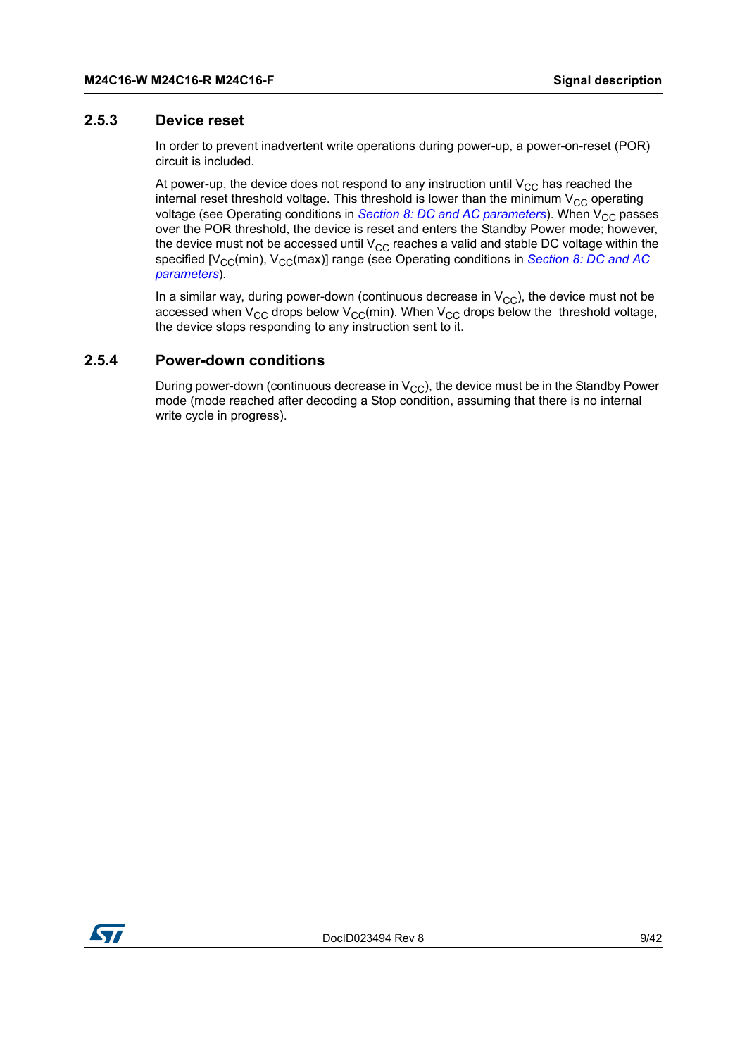### 2.5.3 Device reset

In order to prevent inadvertent write operations during power-up, a power-on-reset (POR) circuit is included.

At power-up, the device does not respond to any instruction until $V_{CC}$ has reached the internal reset threshold voltage. This threshold is lower than the minimum $V_{CC}$ operating voltage (see Operating conditions in *Section 8: DC and AC parameters*). When $V_{CC}$ passes over the POR threshold, the device is reset and enters the Standby Power mode; however, the device must not be accessed until $V_{CC}$ reaches a valid and stable DC voltage within the specified [$V_{CC}$(min), $V_{CC}$(max)] range (see Operating conditions in *Section 8: DC and AC parameters*).

In a similar way, during power-down (continuous decrease in $V_{CC}$), the device must not be accessed when $V_{CC}$ drops below $V_{CC}$(min). When $V_{CC}$ drops below the threshold voltage, the device stops responding to any instruction sent to it.

### 2.5.4 Power-down conditions

During power-down (continuous decrease in $V_{CC}$), the device must be in the Standby Power mode (mode reached after decoding a Stop condition, assuming that there is no internal write cycle in progress).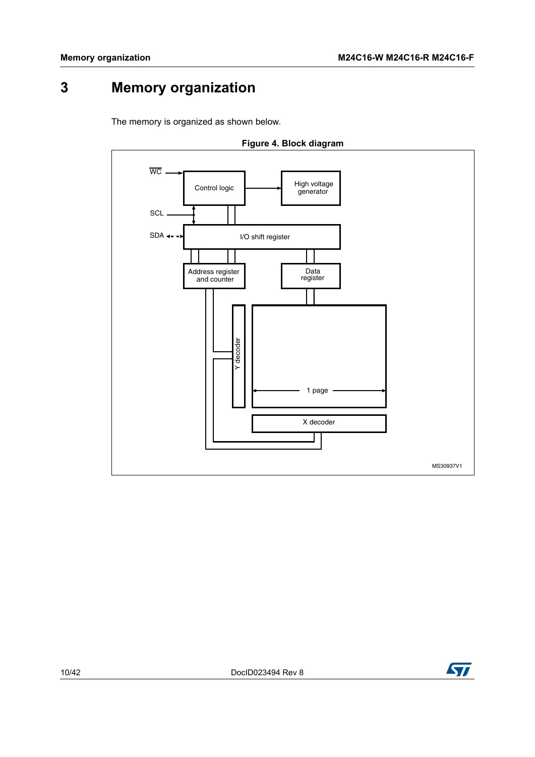# 3 Memory organization

The memory is organized as shown below.

**Figure 4. Block diagram**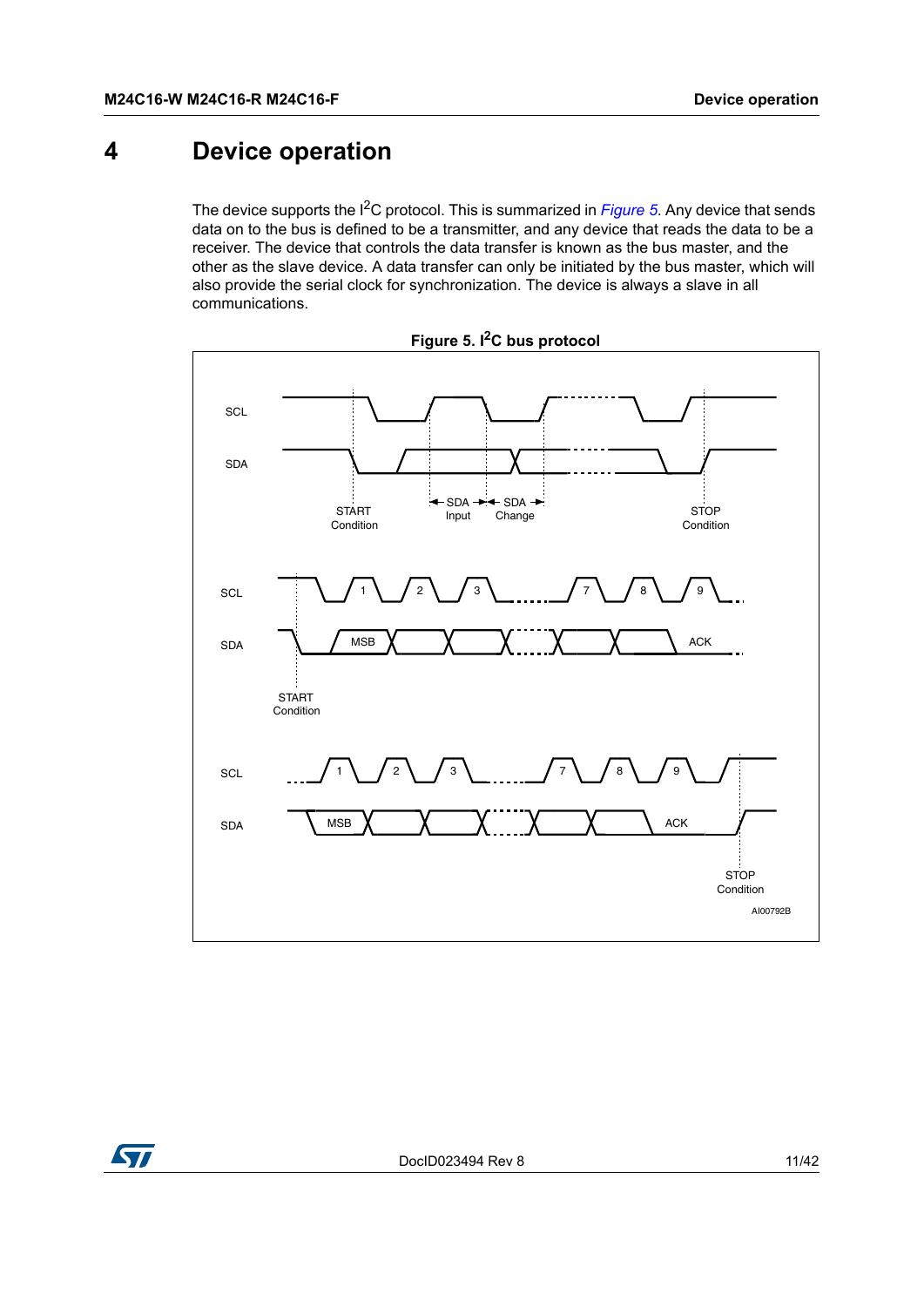# 4 Device operation

The device supports the I²C protocol. This is summarized in *Figure 5*. Any device that sends data on to the bus is defined to be a transmitter, and any device that reads the data to be a receiver. The device that controls the data transfer is known as the bus master, and the other as the slave device. A data transfer can only be initiated by the bus master, which will also provide the serial clock for synchronization. The device is always a slave in all communications.

**Figure 5. I²C bus protocol**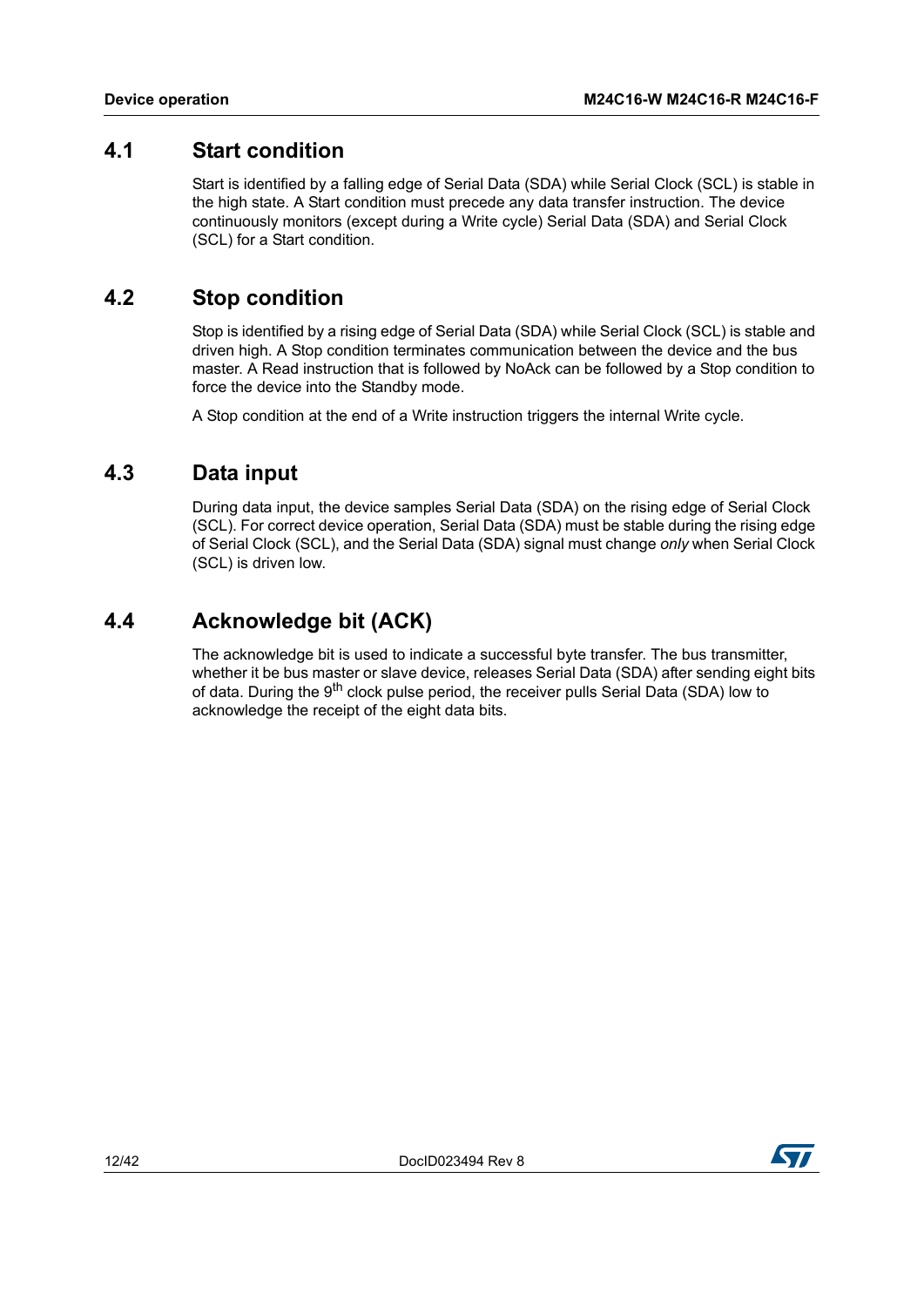## 4.1 Start condition

Start is identified by a falling edge of Serial Data (SDA) while Serial Clock (SCL) is stable in the high state. A Start condition must precede any data transfer instruction. The device continuously monitors (except during a Write cycle) Serial Data (SDA) and Serial Clock (SCL) for a Start condition.

## 4.2 Stop condition

Stop is identified by a rising edge of Serial Data (SDA) while Serial Clock (SCL) is stable and driven high. A Stop condition terminates communication between the device and the bus master. A Read instruction that is followed by NoAck can be followed by a Stop condition to force the device into the Standby mode.

A Stop condition at the end of a Write instruction triggers the internal Write cycle.

## 4.3 Data input

During data input, the device samples Serial Data (SDA) on the rising edge of Serial Clock (SCL). For correct device operation, Serial Data (SDA) must be stable during the rising edge of Serial Clock (SCL), and the Serial Data (SDA) signal must change *only* when Serial Clock (SCL) is driven low.

## 4.4 Acknowledge bit (ACK)

The acknowledge bit is used to indicate a successful byte transfer. The bus transmitter, whether it be bus master or slave device, releases Serial Data (SDA) after sending eight bits of data. During the $9^{th}$ clock pulse period, the receiver pulls Serial Data (SDA) low to acknowledge the receipt of the eight data bits.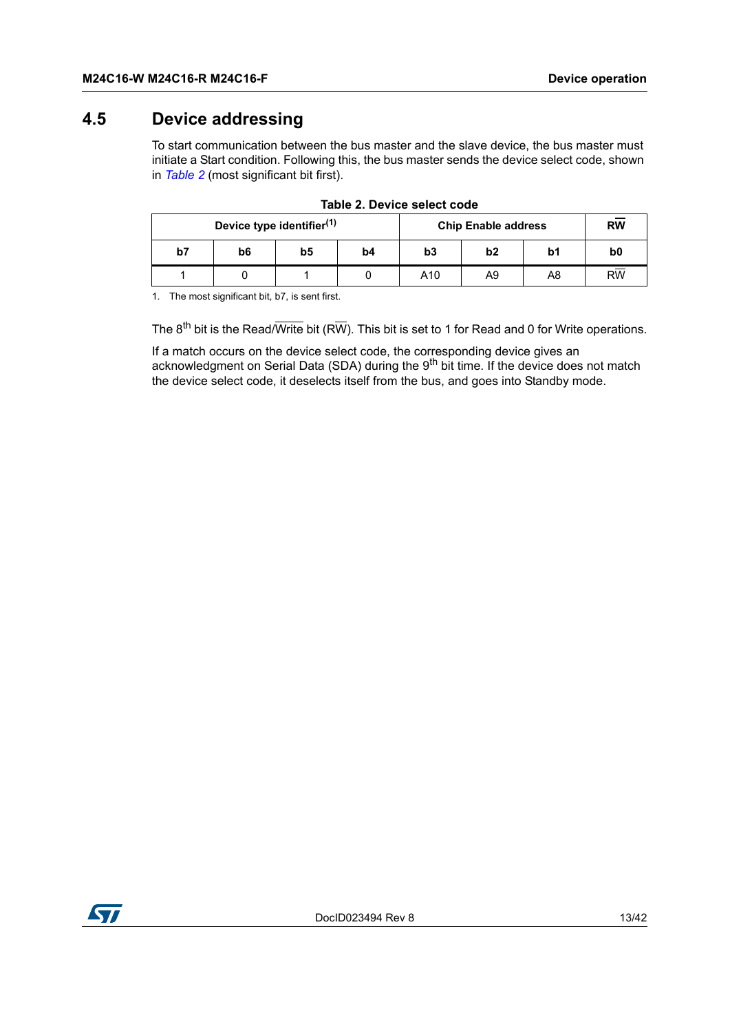## 4.5 Device addressing

To start communication between the bus master and the slave device, the bus master must initiate a Start condition. Following this, the bus master sends the device select code, shown in *Table 2* (most significant bit first).

**Table 2. Device select code**

| Device type identifier[1] | | | | Chip Enable address | | | $R\overline{W}$ |
|---|---|---|---|---|---|---|---|
| b7 | b6 | b5 | b4 | b3 | b2 | b1 | b0 |
| 1 | 0 | 1 | 0 | A10 | A9 | A8 | $R\overline{W}$ |

1. The most significant bit, b7, is sent first.

The 8th bit is the Read/$\overline{\text{Write}}$ bit ($R\overline{W}$). This bit is set to 1 for Read and 0 for Write operations.

If a match occurs on the device select code, the corresponding device gives an acknowledgment on Serial Data (SDA) during the 9th bit time. If the device does not match the device select code, it deselects itself from the bus, and goes into Standby mode.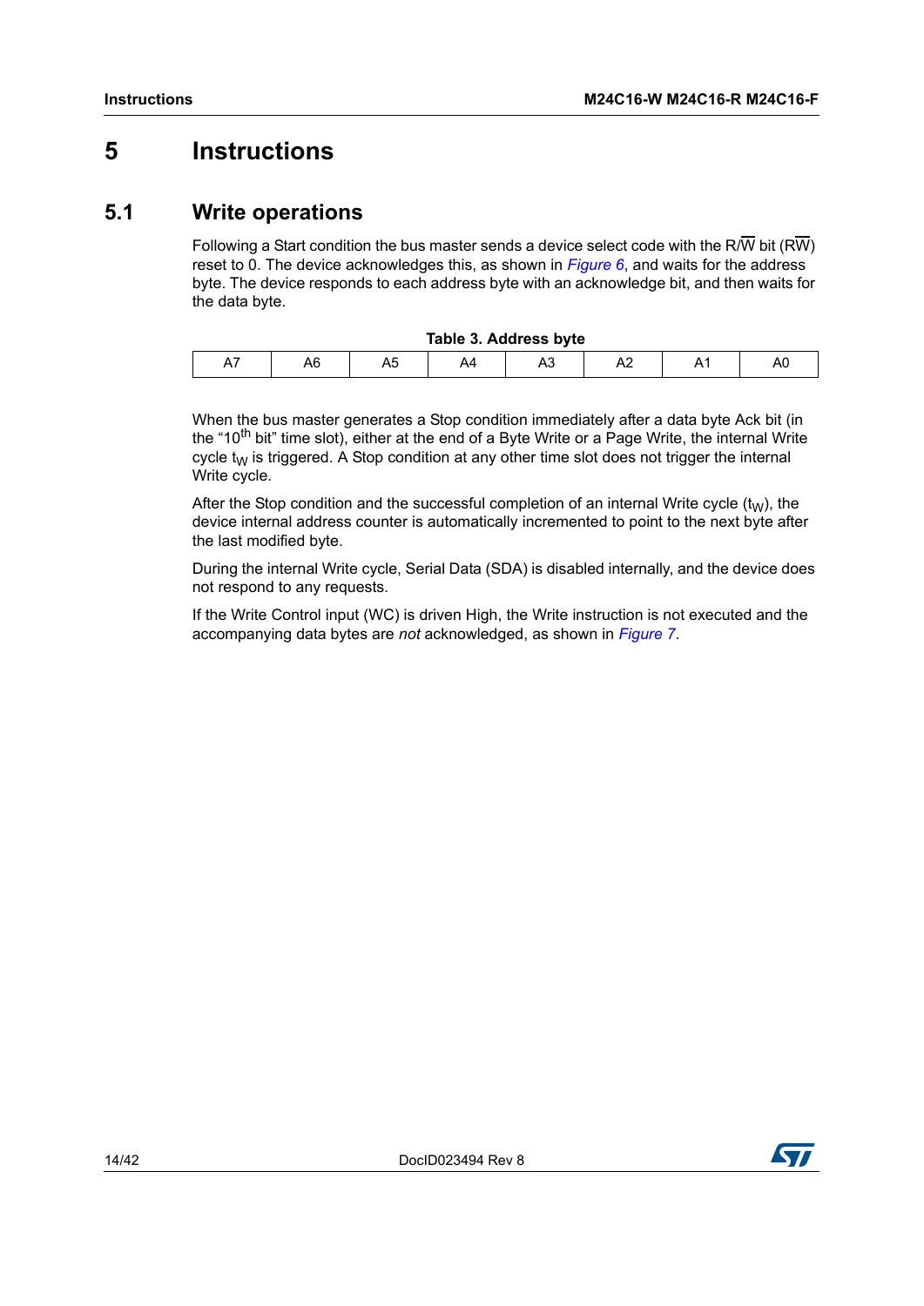// Transcription of page 14 of 42
# 5 Instructions

## 5.1 Write operations

Following a Start condition the bus master sends a device select code with the R/$\overline{W}$ bit (R$\overline{W}$) reset to 0. The device acknowledges this, as shown in *Figure 6*, and waits for the address byte. The device responds to each address byte with an acknowledge bit, and then waits for the data byte.

**Table 3. Address byte**

| A7 | A6 | A5 | A4 | A3 | A2 | A1 | A0 |
|---|---|---|---|---|---|---|---|

When the bus master generates a Stop condition immediately after a data byte Ack bit (in the "$10^{th}$ bit" time slot), either at the end of a Byte Write or a Page Write, the internal Write cycle $t_W$ is triggered. A Stop condition at any other time slot does not trigger the internal Write cycle.

After the Stop condition and the successful completion of an internal Write cycle ($t_W$), the device internal address counter is automatically incremented to point to the next byte after the last modified byte.

During the internal Write cycle, Serial Data (SDA) is disabled internally, and the device does not respond to any requests.

If the Write Control input (WC) is driven High, the Write instruction is not executed and the accompanying data bytes are *not* acknowledged, as shown in *Figure 7*.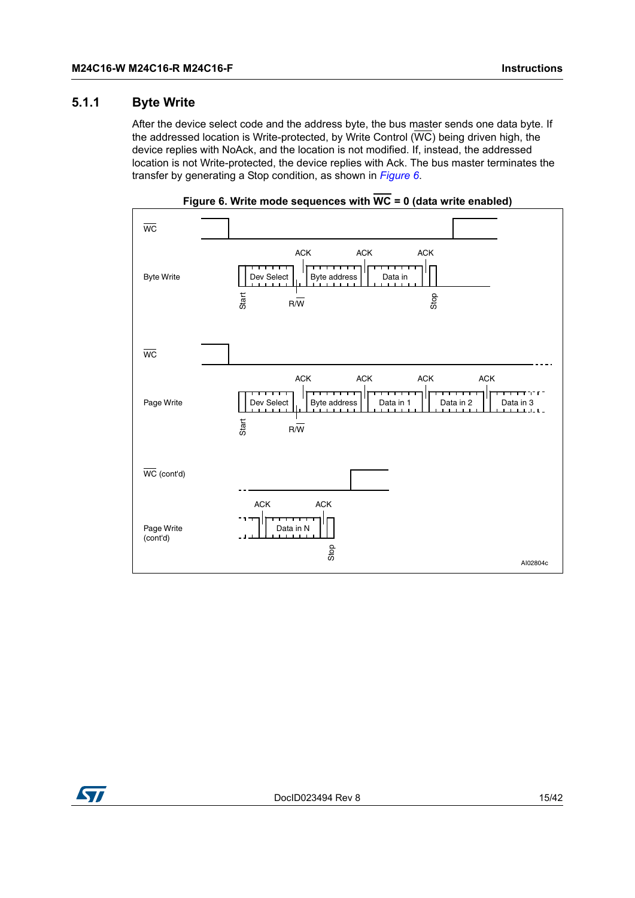### 5.1.1 Byte Write

After the device select code and the address byte, the bus master sends one data byte. If the addressed location is Write-protected, by Write Control ($\overline{WC}$) being driven high, the device replies with NoAck, and the location is not modified. If, instead, the addressed location is not Write-protected, the device replies with Ack. The bus master terminates the transfer by generating a Stop condition, as shown in *Figure 6*.

**Figure 6. Write mode sequences with $\overline{WC}$ = 0 (data write enabled)**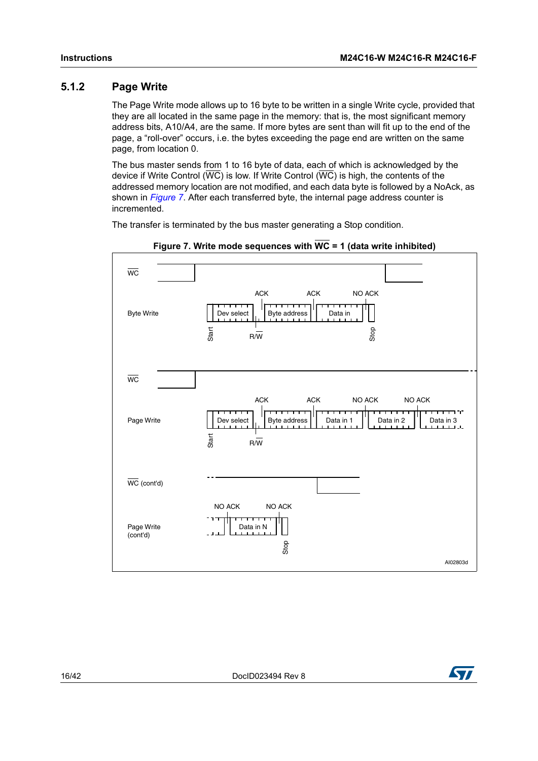### 5.1.2 Page Write

The Page Write mode allows up to 16 byte to be written in a single Write cycle, provided that they are all located in the same page in the memory: that is, the most significant memory address bits, A10/A4, are the same. If more bytes are sent than will fit up to the end of the page, a “roll-over” occurs, i.e. the bytes exceeding the page end are written on the same page, from location 0.

The bus master sends from 1 to 16 byte of data, each of which is acknowledged by the device if Write Control ($\overline{WC}$) is low. If Write Control ($\overline{WC}$) is high, the contents of the addressed memory location are not modified, and each data byte is followed by a NoAck, as shown in *Figure 7*. After each transferred byte, the internal page address counter is incremented.

The transfer is terminated by the bus master generating a Stop condition.

**Figure 7. Write mode sequences with $\overline{WC}$ = 1 (data write inhibited)**

$\overline{WC}$

Byte Write: Start | Dev select | R/$\overline{W}$ | ACK | Byte address | ACK | Data in | NO ACK | Stop

$\overline{WC}$

Page Write: Start | Dev select | R/$\overline{W}$ | ACK | Byte address | ACK | Data in 1 | NO ACK | Data in 2 | NO ACK | Data in 3

$\overline{WC}$ (cont'd)

Page Write (cont'd): NO ACK | Data in N | NO ACK | Stop

AI02803d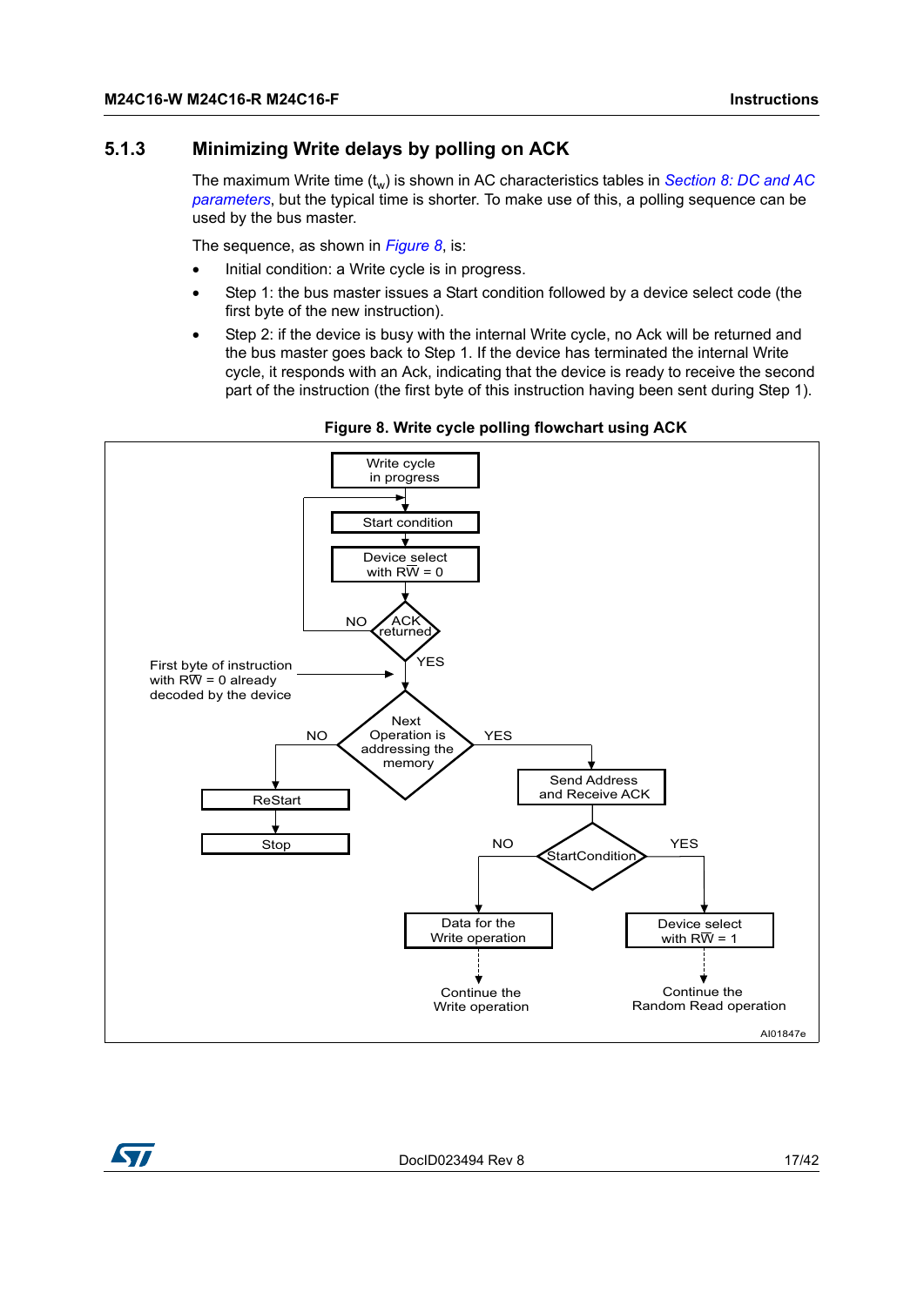### 5.1.3 Minimizing Write delays by polling on ACK

The maximum Write time ($t_w$) is shown in AC characteristics tables in *Section 8: DC and AC parameters*, but the typical time is shorter. To make use of this, a polling sequence can be used by the bus master.

The sequence, as shown in *Figure 8*, is:

- Initial condition: a Write cycle is in progress.
- Step 1: the bus master issues a Start condition followed by a device select code (the first byte of the new instruction).
- Step 2: if the device is busy with the internal Write cycle, no Ack will be returned and the bus master goes back to Step 1. If the device has terminated the internal Write cycle, it responds with an Ack, indicating that the device is ready to receive the second part of the instruction (the first byte of this instruction having been sent during Step 1).

**Figure 8. Write cycle polling flowchart using ACK**

Write cycle in progress

Start condition

Device select with $R\overline{W}$ = 0

ACK returned — NO (back to Start condition) / YES

First byte of instruction with $R\overline{W}$ = 0 already decoded by the device

Next Operation is addressing the memory

NO → ReStart → Stop

YES → Send Address and Receive ACK → StartCondition

NO → Data for the Write operation → Continue the Write operation

YES → Device select with $R\overline{W}$ = 1 → Continue the Random Read operation

AI01847e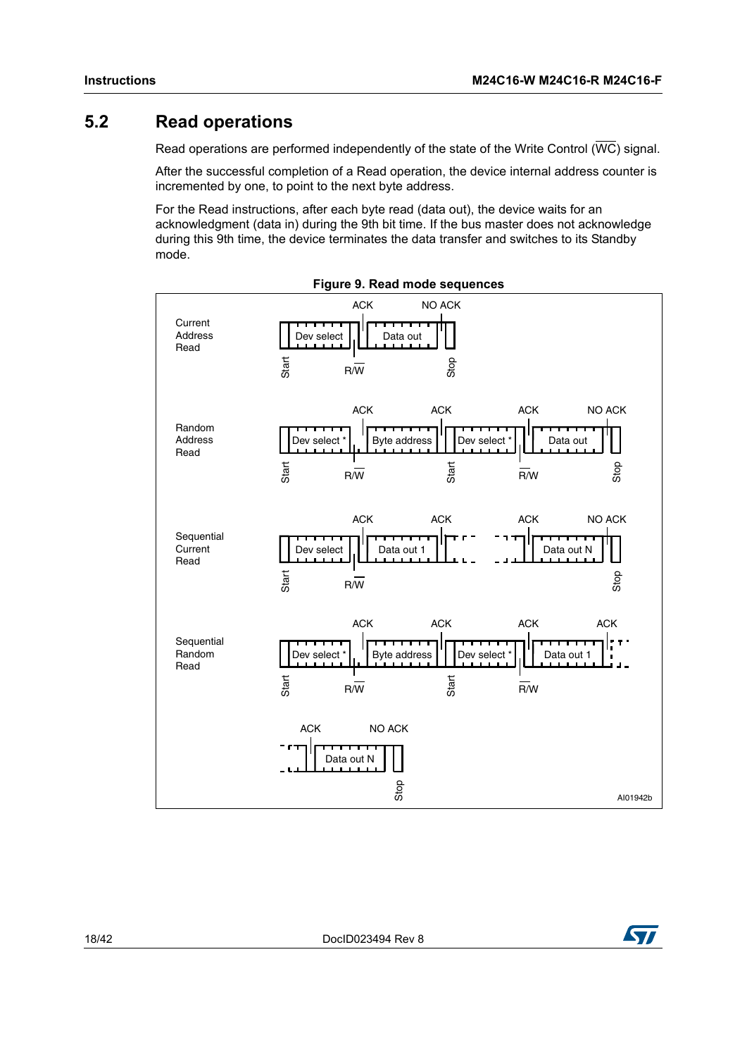## 5.2 Read operations

Read operations are performed independently of the state of the Write Control ($\overline{WC}$) signal.

After the successful completion of a Read operation, the device internal address counter is incremented by one, to point to the next byte address.

For the Read instructions, after each byte read (data out), the device waits for an acknowledgment (data in) during the 9th bit time. If the bus master does not acknowledge during this 9th time, the device terminates the data transfer and switches to its Standby mode.

**Figure 9. Read mode sequences**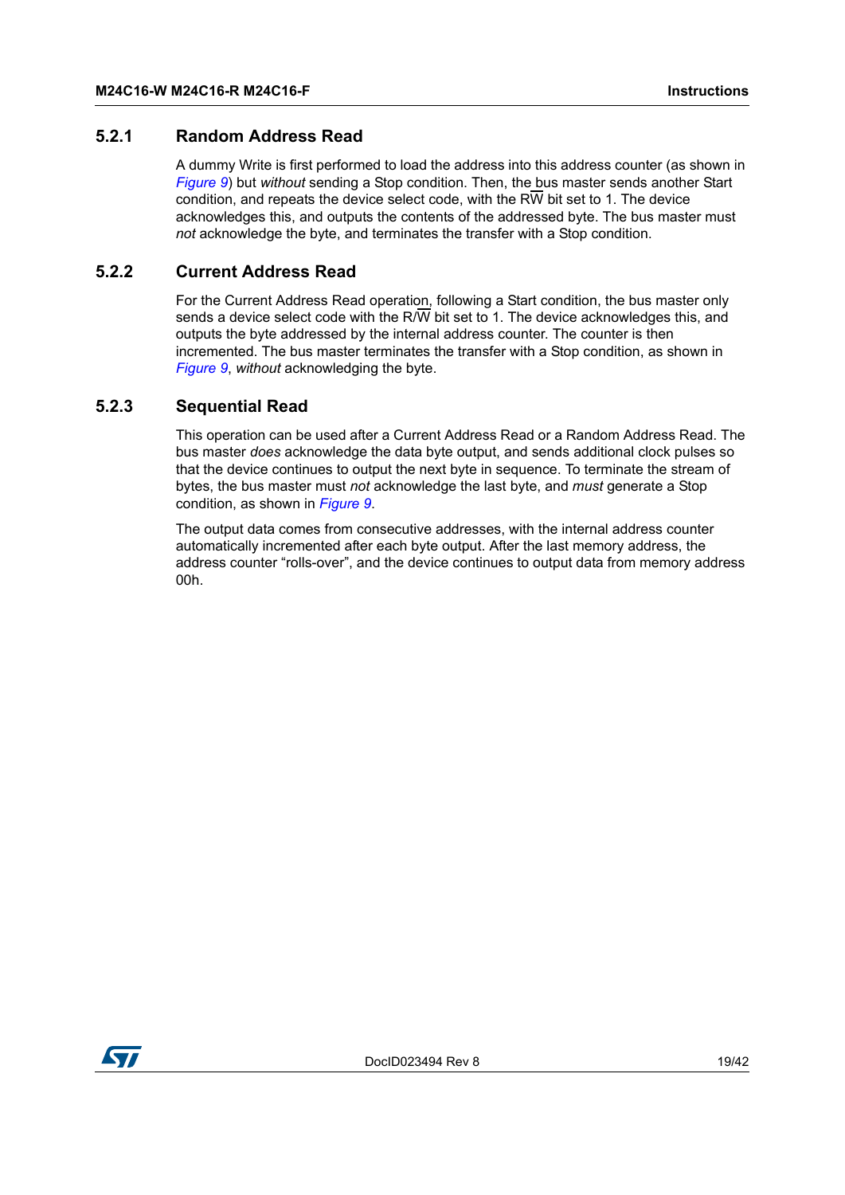### 5.2.1 Random Address Read

A dummy Write is first performed to load the address into this address counter (as shown in *Figure 9*) but *without* sending a Stop condition. Then, the bus master sends another Start condition, and repeats the device select code, with the R$\overline{\text{W}}$ bit set to 1. The device acknowledges this, and outputs the contents of the addressed byte. The bus master must *not* acknowledge the byte, and terminates the transfer with a Stop condition.

### 5.2.2 Current Address Read

For the Current Address Read operation, following a Start condition, the bus master only sends a device select code with the R/$\overline{\text{W}}$ bit set to 1. The device acknowledges this, and outputs the byte addressed by the internal address counter. The counter is then incremented. The bus master terminates the transfer with a Stop condition, as shown in *Figure 9*, *without* acknowledging the byte.

### 5.2.3 Sequential Read

This operation can be used after a Current Address Read or a Random Address Read. The bus master *does* acknowledge the data byte output, and sends additional clock pulses so that the device continues to output the next byte in sequence. To terminate the stream of bytes, the bus master must *not* acknowledge the last byte, and *must* generate a Stop condition, as shown in *Figure 9*.

The output data comes from consecutive addresses, with the internal address counter automatically incremented after each byte output. After the last memory address, the address counter “rolls-over”, and the device continues to output data from memory address 00h.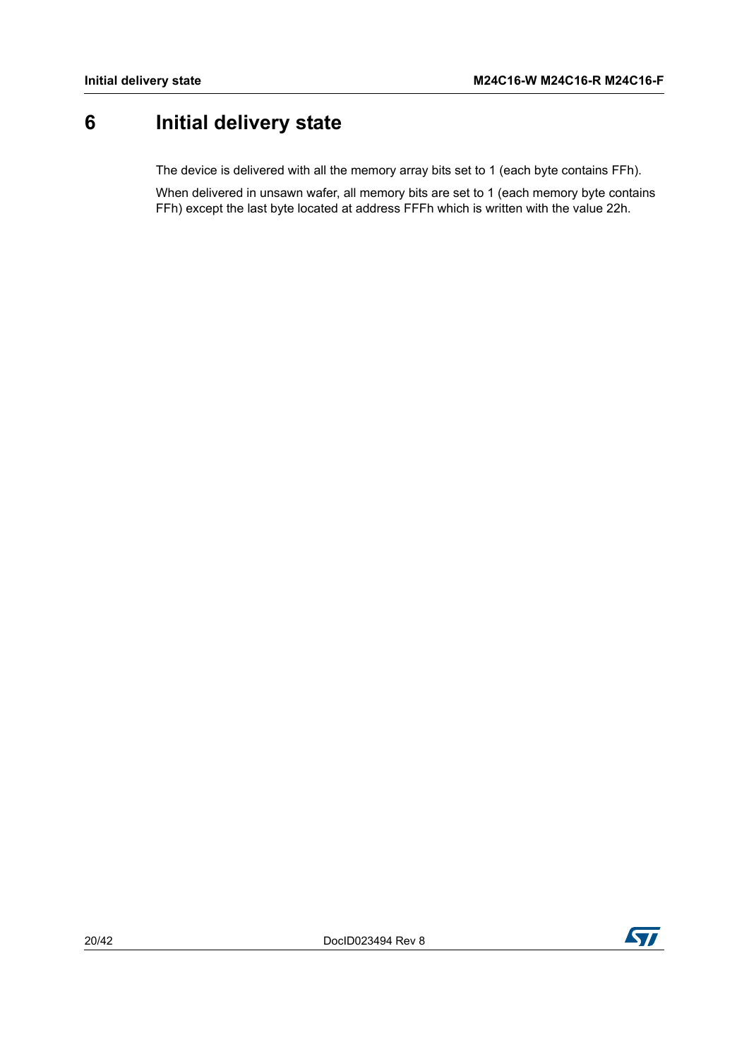# 6 Initial delivery state

The device is delivered with all the memory array bits set to 1 (each byte contains FFh).

When delivered in unsawn wafer, all memory bits are set to 1 (each memory byte contains FFh) except the last byte located at address FFFh which is written with the value 22h.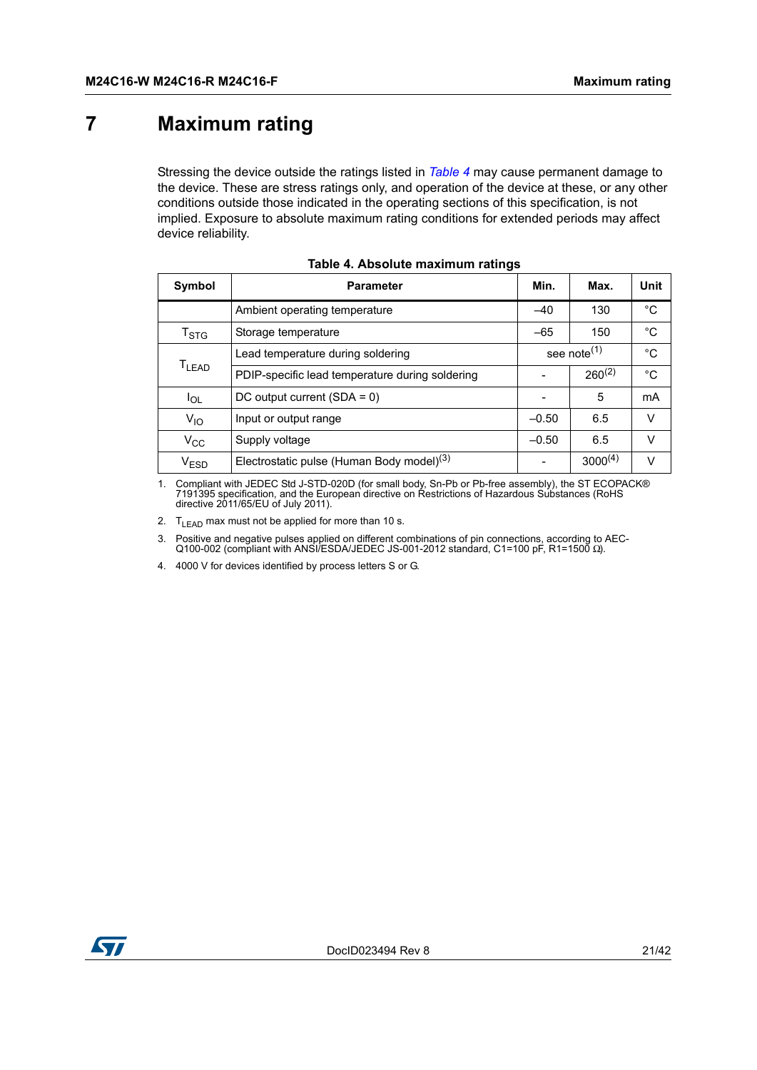# 7 Maximum rating

Stressing the device outside the ratings listed in *Table 4* may cause permanent damage to the device. These are stress ratings only, and operation of the device at these, or any other conditions outside those indicated in the operating sections of this specification, is not implied. Exposure to absolute maximum rating conditions for extended periods may affect device reliability.

**Table 4. Absolute maximum ratings**

| Symbol | Parameter | Min. | Max. | Unit |
|---|---|---|---|---|
| | Ambient operating temperature | –40 | 130 | °C |
| $T_{STG}$ | Storage temperature | –65 | 150 | °C |
| $T_{LEAD}$ | Lead temperature during soldering | see note[1] | | °C |
| | PDIP-specific lead temperature during soldering | - | 260[2] | °C |
| $I_{OL}$ | DC output current (SDA = 0) | - | 5 | mA |
| $V_{IO}$ | Input or output range | –0.50 | 6.5 | V |
| $V_{CC}$ | Supply voltage | –0.50 | 6.5 | V |
| $V_{ESD}$ | Electrostatic pulse (Human Body model)[3] | - | 3000[4] | V |

1. Compliant with JEDEC Std J-STD-020D (for small body, Sn-Pb or Pb-free assembly), the ST ECOPACK® 7191395 specification, and the European directive on Restrictions of Hazardous Substances (RoHS directive 2011/65/EU of July 2011).
2. $T_{LEAD}$ max must not be applied for more than 10 s.
3. Positive and negative pulses applied on different combinations of pin connections, according to AEC-Q100-002 (compliant with ANSI/ESDA/JEDEC JS-001-2012 standard, C1=100 pF, R1=1500 Ω).
4. 4000 V for devices identified by process letters S or G.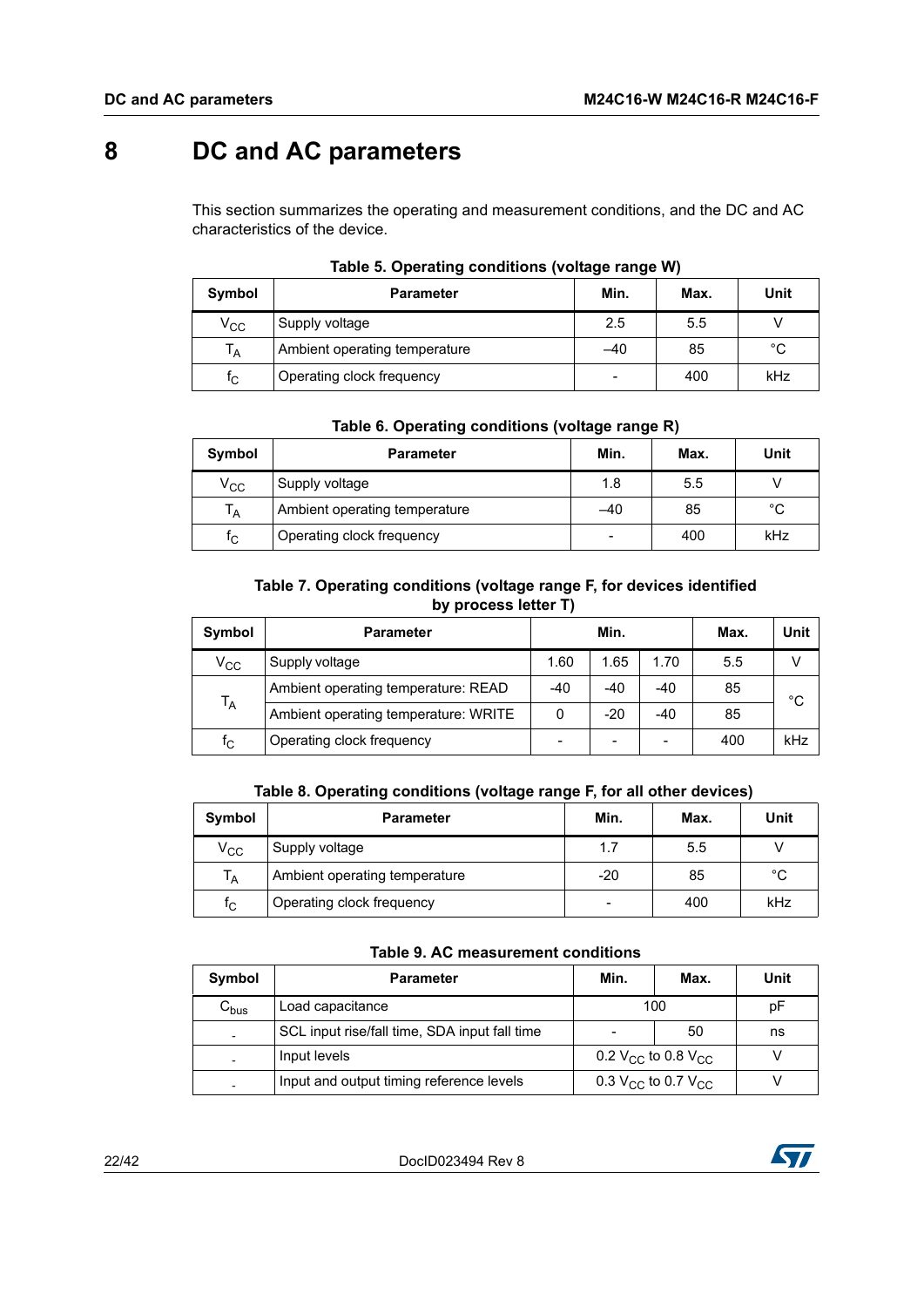# 8 DC and AC parameters

This section summarizes the operating and measurement conditions, and the DC and AC characteristics of the device.

**Table 5. Operating conditions (voltage range W)**

| Symbol | Parameter | Min. | Max. | Unit |
|---|---|---|---|---|
| $V_{CC}$ | Supply voltage | 2.5 | 5.5 | V |
| $T_A$ | Ambient operating temperature | –40 | 85 | °C |
| $f_C$ | Operating clock frequency | - | 400 | kHz |

**Table 6. Operating conditions (voltage range R)**

| Symbol | Parameter | Min. | Max. | Unit |
|---|---|---|---|---|
| $V_{CC}$ | Supply voltage | 1.8 | 5.5 | V |
| $T_A$ | Ambient operating temperature | –40 | 85 | °C |
| $f_C$ | Operating clock frequency | - | 400 | kHz |

**Table 7. Operating conditions (voltage range F, for devices identified by process letter T)**

| Symbol | Parameter | Min. | | | Max. | Unit |
|---|---|---|---|---|---|---|
| $V_{CC}$ | Supply voltage | 1.60 | 1.65 | 1.70 | 5.5 | V |
| $T_A$ | Ambient operating temperature: READ | -40 | -40 | -40 | 85 | °C |
| | Ambient operating temperature: WRITE | 0 | -20 | -40 | 85 | |
| $f_C$ | Operating clock frequency | - | - | - | 400 | kHz |

**Table 8. Operating conditions (voltage range F, for all other devices)**

| Symbol | Parameter | Min. | Max. | Unit |
|---|---|---|---|---|
| $V_{CC}$ | Supply voltage | 1.7 | 5.5 | V |
| $T_A$ | Ambient operating temperature | -20 | 85 | °C |
| $f_C$ | Operating clock frequency | - | 400 | kHz |

**Table 9. AC measurement conditions**

| Symbol | Parameter | Min. | Max. | Unit |
|---|---|---|---|---|
| $C_{bus}$ | Load capacitance | 100 | | pF |
| - | SCL input rise/fall time, SDA input fall time | - | 50 | ns |
| - | Input levels | 0.2 $V_{CC}$ to 0.8 $V_{CC}$ | | V |
| - | Input and output timing reference levels | 0.3 $V_{CC}$ to 0.7 $V_{CC}$ | | V |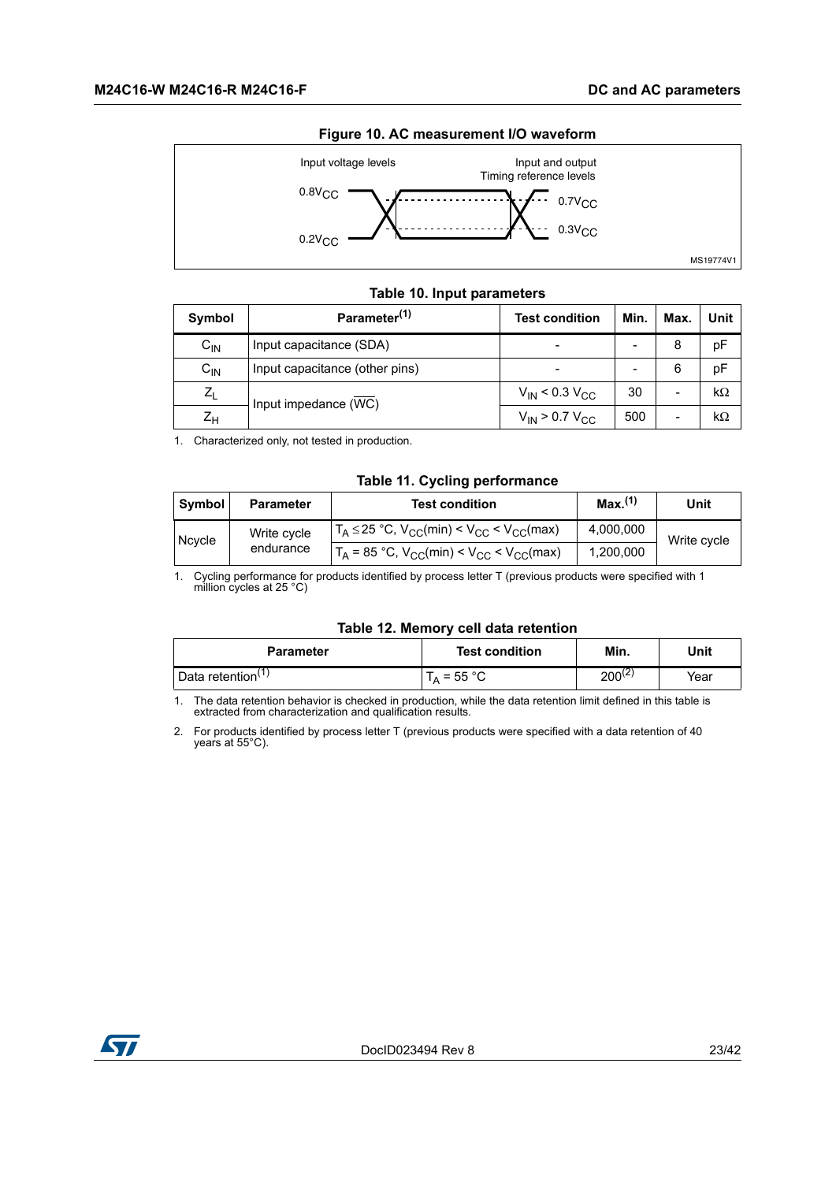**Figure 10. AC measurement I/O waveform**

Input voltage levels

Input and output Timing reference levels

$0.8V_{CC}$

$0.2V_{CC}$

$0.7V_{CC}$

$0.3V_{CC}$

MS19774V1

**Table 10. Input parameters**

| Symbol | Parameter[1] | Test condition | Min. | Max. | Unit |
|---|---|---|---|---|---|
| $C_{IN}$ | Input capacitance (SDA) | - | - | 8 | pF |
| $C_{IN}$ | Input capacitance (other pins) | - | - | 6 | pF |
| $Z_L$ | Input impedance ($\overline{WC}$) | $V_{IN} < 0.3\ V_{CC}$ | 30 | - | kΩ |
| $Z_H$ | | $V_{IN} > 0.7\ V_{CC}$ | 500 | - | kΩ |

1. Characterized only, not tested in production.

**Table 11. Cycling performance**

| Symbol | Parameter | Test condition | Max.[1] | Unit |
|---|---|---|---|---|
| Ncycle | Write cycle endurance | $T_A \leq 25$ °C, $V_{CC}(min) < V_{CC} < V_{CC}(max)$ | 4,000,000 | Write cycle |
| | | $T_A = 85$ °C, $V_{CC}(min) < V_{CC} < V_{CC}(max)$ | 1,200,000 | |

1. Cycling performance for products identified by process letter T (previous products were specified with 1 million cycles at 25 °C)

**Table 12. Memory cell data retention**

| Parameter | Test condition | Min. | Unit |
|---|---|---|---|
| Data retention[1] | $T_A = 55$ °C | 200[2] | Year |

1. The data retention behavior is checked in production, while the data retention limit defined in this table is extracted from characterization and qualification results.
2. For products identified by process letter T (previous products were specified with a data retention of 40 years at 55°C).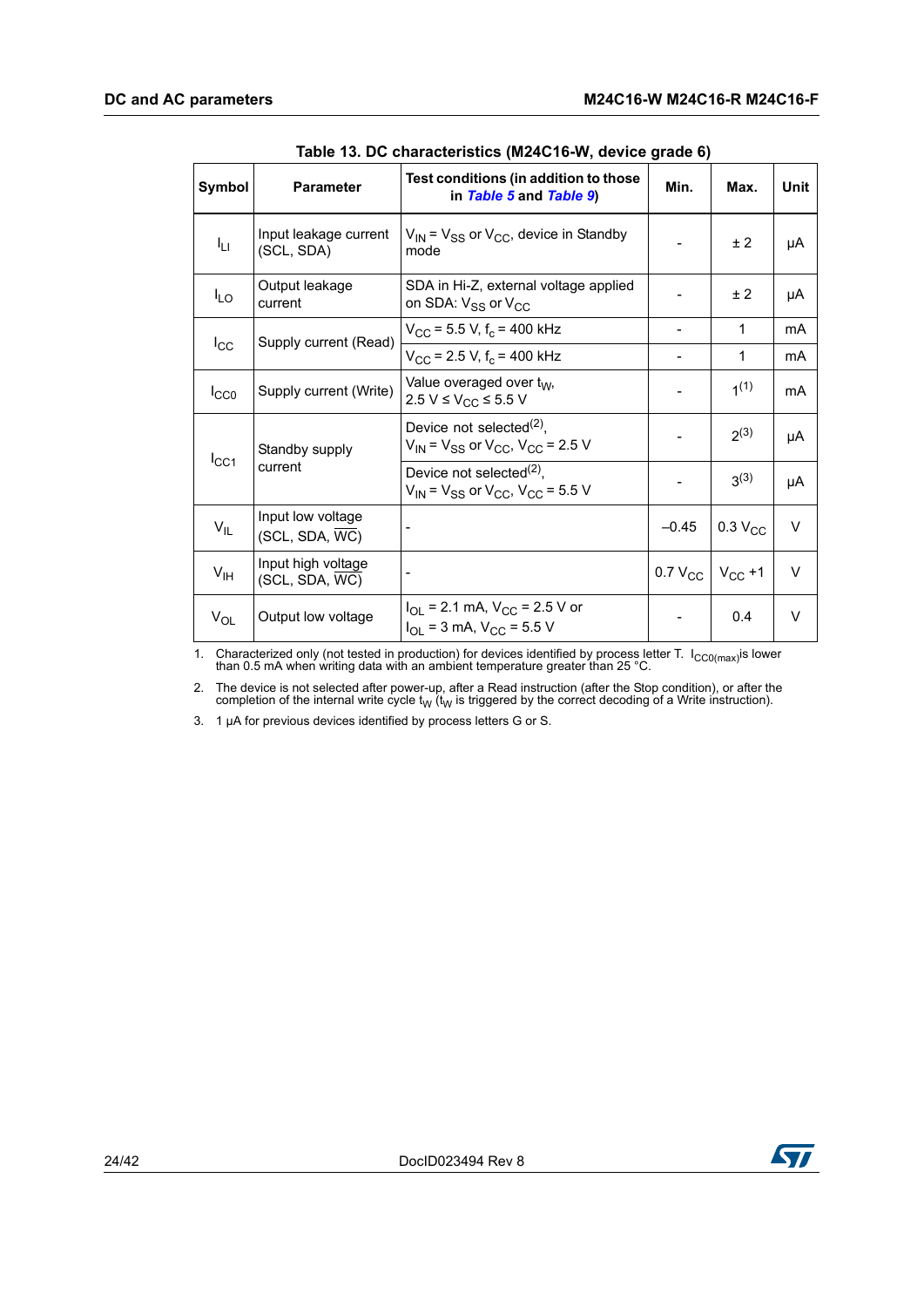Table 13. DC characteristics (M24C16-W, device grade 6)

| Symbol | Parameter | Test conditions (in addition to those in Table 5 and Table 9) | Min. | Max. | Unit |
|---|---|---|---|---|---|
| $I_{LI}$ | Input leakage current (SCL, SDA) | $V_{IN} = V_{SS}$ or $V_{CC}$, device in Standby mode | - | ± 2 | µA |
| $I_{LO}$ | Output leakage current | SDA in Hi-Z, external voltage applied on SDA: $V_{SS}$ or $V_{CC}$ | - | ± 2 | µA |
| $I_{CC}$ | Supply current (Read) | $V_{CC} = 5.5$ V, $f_c = 400$ kHz | - | 1 | mA |
| | | $V_{CC} = 2.5$ V, $f_c = 400$ kHz | - | 1 | mA |
| $I_{CC0}$ | Supply current (Write) | Value overaged over $t_W$, $2.5\text{ V} \leq V_{CC} \leq 5.5\text{ V}$ | - | 1[1] | mA |
| $I_{CC1}$ | Standby supply current | Device not selected[2], $V_{IN} = V_{SS}$ or $V_{CC}$, $V_{CC} = 2.5$ V | - | 2[3] | µA |
| | | Device not selected[2], $V_{IN} = V_{SS}$ or $V_{CC}$, $V_{CC} = 5.5$ V | - | 3[3] | µA |
| $V_{IL}$ | Input low voltage (SCL, SDA, $\overline{WC}$) | - | –0.45 | 0.3 $V_{CC}$ | V |
| $V_{IH}$ | Input high voltage (SCL, SDA, $\overline{WC}$) | - | 0.7 $V_{CC}$ | $V_{CC}$ +1 | V |
| $V_{OL}$ | Output low voltage | $I_{OL} = 2.1$ mA, $V_{CC} = 2.5$ V or $I_{OL} = 3$ mA, $V_{CC} = 5.5$ V | - | 0.4 | V |

1. Characterized only (not tested in production) for devices identified by process letter T. $I_{CC0(max)}$ is lower than 0.5 mA when writing data with an ambient temperature greater than 25 °C.
2. The device is not selected after power-up, after a Read instruction (after the Stop condition), or after the completion of the internal write cycle $t_W$ ($t_W$ is triggered by the correct decoding of a Write instruction).
3. 1 µA for previous devices identified by process letters G or S.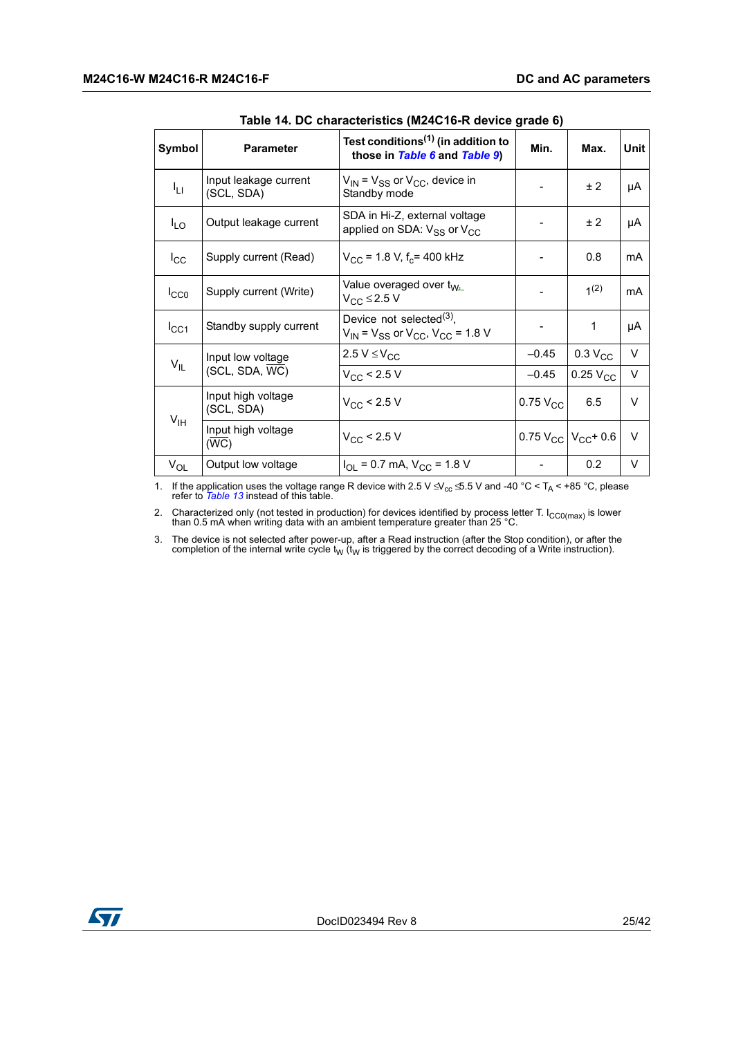Table 14. DC characteristics (M24C16-R device grade 6)

| Symbol | Parameter | Test conditions[1] (in addition to those in *Table 6* and *Table 9*) | Min. | Max. | Unit |
|---|---|---|---|---|---|
| $I_{LI}$ | Input leakage current (SCL, SDA) | $V_{IN} = V_{SS}$ or $V_{CC}$, device in Standby mode | - | ± 2 | µA |
| $I_{LO}$ | Output leakage current | SDA in Hi-Z, external voltage applied on SDA: $V_{SS}$ or $V_{CC}$ | - | ± 2 | µA |
| $I_{CC}$ | Supply current (Read) | $V_{CC} = 1.8$ V, $f_c = 400$ kHz | - | 0.8 | mA |
| $I_{CC0}$ | Supply current (Write) | Value averaged over $t_W$, $V_{CC} \leq 2.5$ V | - | 1[2] | mA |
| $I_{CC1}$ | Standby supply current | Device not selected[3], $V_{IN} = V_{SS}$ or $V_{CC}$, $V_{CC} = 1.8$ V | - | 1 | µA |
| $V_{IL}$ | Input low voltage (SCL, SDA, $\overline{WC}$) | $2.5\text{ V} \leq V_{CC}$ | –0.45 | 0.3 $V_{CC}$ | V |
| | | $V_{CC} < 2.5$ V | –0.45 | 0.25 $V_{CC}$ | V |
| $V_{IH}$ | Input high voltage (SCL, SDA) | $V_{CC} < 2.5$ V | 0.75 $V_{CC}$ | 6.5 | V |
| | Input high voltage ($\overline{WC}$) | $V_{CC} < 2.5$ V | 0.75 $V_{CC}$ | $V_{CC}$+ 0.6 | V |
| $V_{OL}$ | Output low voltage | $I_{OL} = 0.7$ mA, $V_{CC} = 1.8$ V | - | 0.2 | V |

1. If the application uses the voltage range R device with $2.5\text{ V} \leq V_{cc} \leq 5.5$ V and -40 °C < $T_A$ < +85 °C, please refer to *Table 13* instead of this table.
2. Characterized only (not tested in production) for devices identified by process letter T. $I_{CC0(max)}$ is lower than 0.5 mA when writing data with an ambient temperature greater than 25 °C.
3. The device is not selected after power-up, after a Read instruction (after the Stop condition), or after the completion of the internal write cycle $t_W$ ($t_W$ is triggered by the correct decoding of a Write instruction).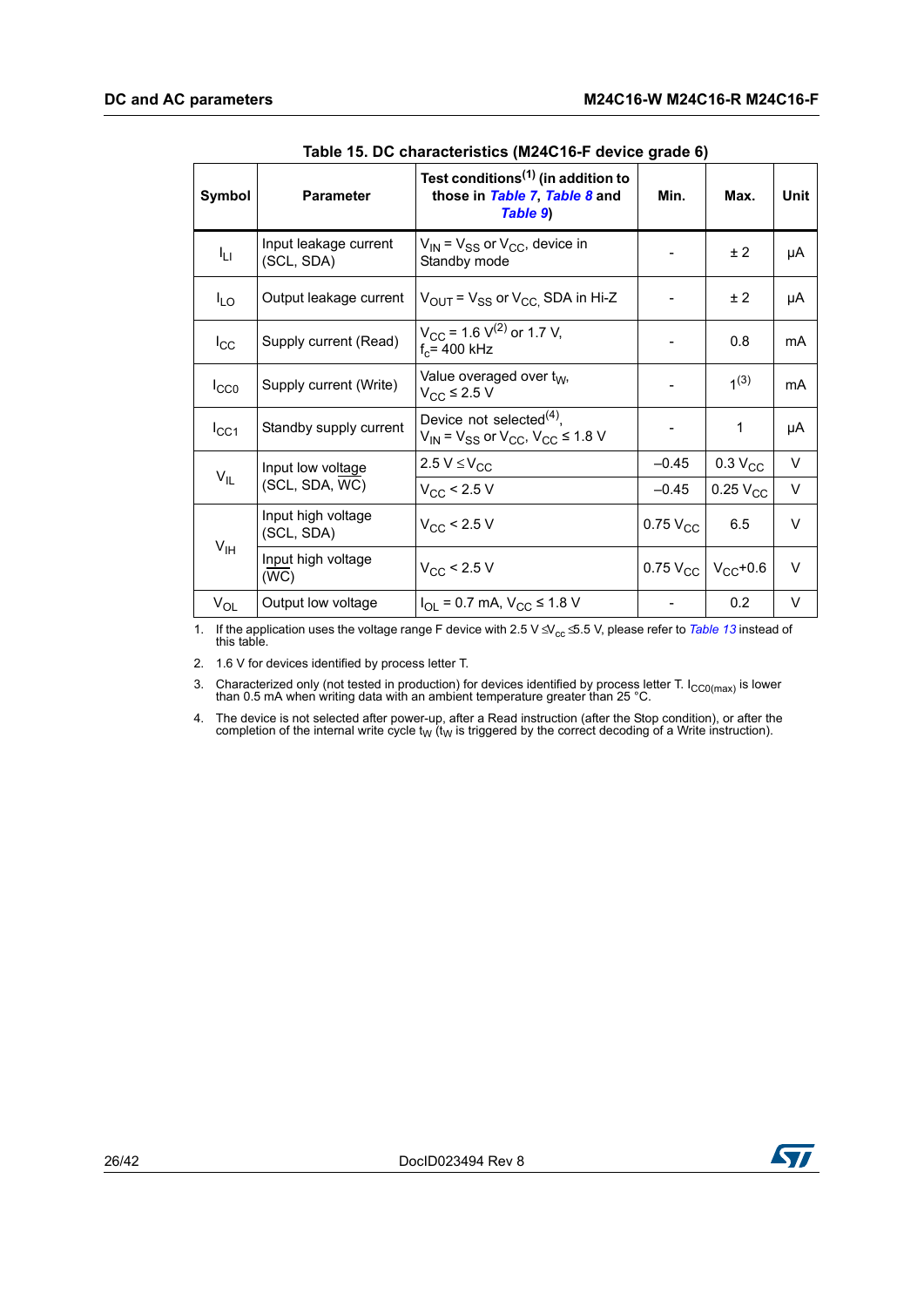**Table 15. DC characteristics (M24C16-F device grade 6)**

| Symbol | Parameter | Test conditions[1] (in addition to those in *Table 7*, *Table 8* and *Table 9*) | Min. | Max. | Unit |
|---|---|---|---|---|---|
| $I_{LI}$ | Input leakage current (SCL, SDA) | $V_{IN} = V_{SS}$ or $V_{CC}$, device in Standby mode | - | ± 2 | µA |
| $I_{LO}$ | Output leakage current | $V_{OUT} = V_{SS}$ or $V_{CC,}$ SDA in Hi-Z | - | ± 2 | µA |
| $I_{CC}$ | Supply current (Read) | $V_{CC}$ = 1.6 V[2] or 1.7 V, $f_c$= 400 kHz | - | 0.8 | mA |
| $I_{CC0}$ | Supply current (Write) | Value averaged over $t_W$, $V_{CC} \leq 2.5$ V | - | 1[3] | mA |
| $I_{CC1}$ | Standby supply current | Device not selected[4], $V_{IN} = V_{SS}$ or $V_{CC}$, $V_{CC} \leq 1.8$ V | - | 1 | µA |
| $V_{IL}$ | Input low voltage (SCL, SDA, $\overline{WC}$) | 2.5 V $\leq V_{CC}$ | –0.45 | 0.3 $V_{CC}$ | V |
| | | $V_{CC}$ < 2.5 V | –0.45 | 0.25 $V_{CC}$ | V |
| $V_{IH}$ | Input high voltage (SCL, SDA) | $V_{CC}$ < 2.5 V | 0.75 $V_{CC}$ | 6.5 | V |
| | Input high voltage ($\overline{WC}$) | $V_{CC}$ < 2.5 V | 0.75 $V_{CC}$ | $V_{CC}$+0.6 | V |
| $V_{OL}$ | Output low voltage | $I_{OL}$ = 0.7 mA, $V_{CC} \leq 1.8$ V | - | 0.2 | V |

1. If the application uses the voltage range F device with 2.5 V ≤$V_{cc}$ ≤5.5 V, please refer to *Table 13* instead of this table.
2. 1.6 V for devices identified by process letter T.
3. Characterized only (not tested in production) for devices identified by process letter T. $I_{CC0(max)}$ is lower than 0.5 mA when writing data with an ambient temperature greater than 25 °C.
4. The device is not selected after power-up, after a Read instruction (after the Stop condition), or after the completion of the internal write cycle $t_W$ ($t_W$ is triggered by the correct decoding of a Write instruction).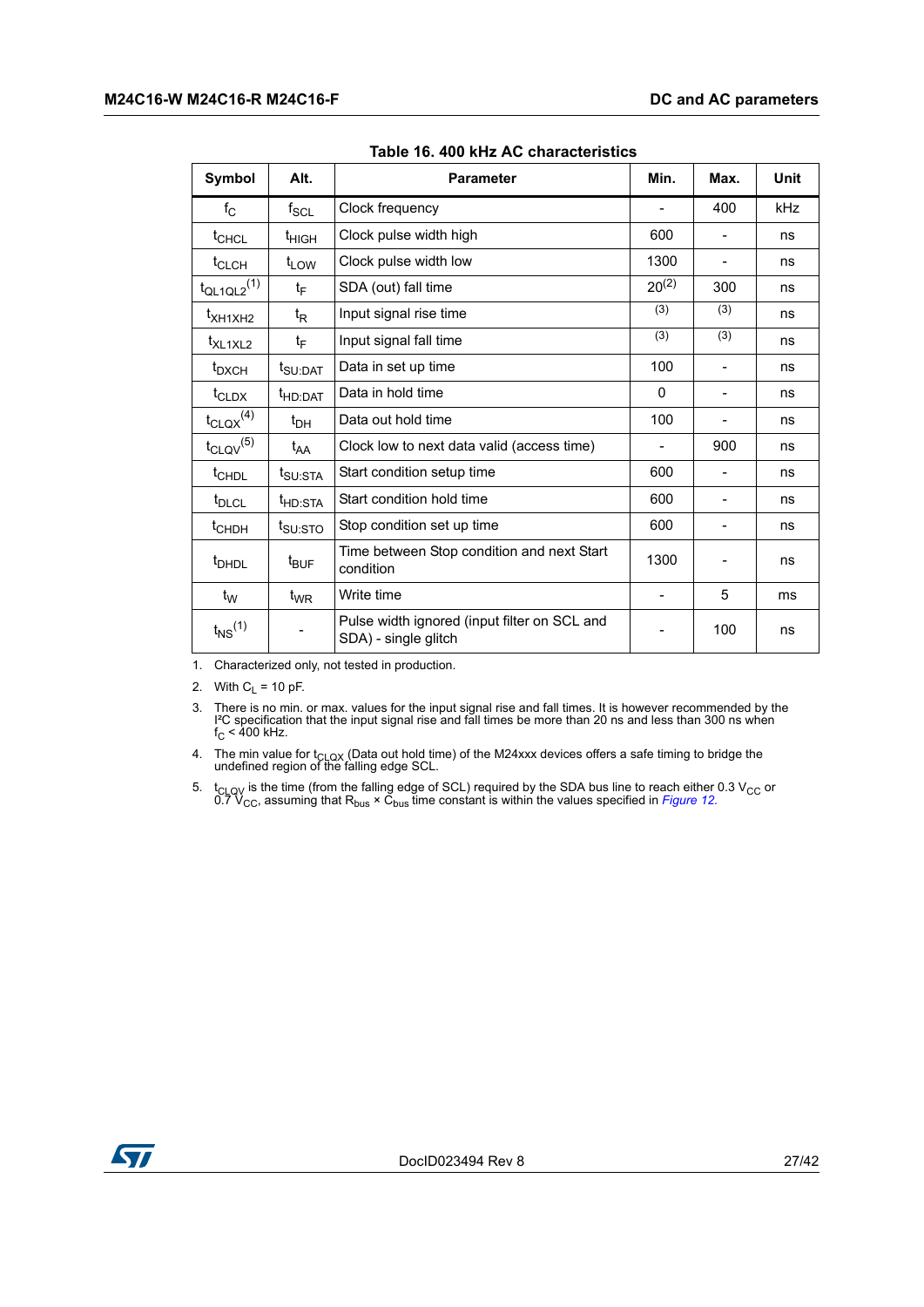Table 16. 400 kHz AC characteristics

| Symbol | Alt. | Parameter | Min. | Max. | Unit |
|---|---|---|---|---|---|
| $f_C$ | $f_{SCL}$ | Clock frequency | - | 400 | kHz |
| $t_{CHCL}$ | $t_{HIGH}$ | Clock pulse width high | 600 | - | ns |
| $t_{CLCH}$ | $t_{LOW}$ | Clock pulse width low | 1300 | - | ns |
| $t_{QL1QL2}$ (1) | $t_F$ | SDA (out) fall time | 20 (2) | 300 | ns |
| $t_{XH1XH2}$ | $t_R$ | Input signal rise time | (3) | (3) | ns |
| $t_{XL1XL2}$ | $t_F$ | Input signal fall time | (3) | (3) | ns |
| $t_{DXCH}$ | $t_{SU:DAT}$ | Data in set up time | 100 | - | ns |
| $t_{CLDX}$ | $t_{HD:DAT}$ | Data in hold time | 0 | - | ns |
| $t_{CLQX}$ (4) | $t_{DH}$ | Data out hold time | 100 | - | ns |
| $t_{CLQV}$ (5) | $t_{AA}$ | Clock low to next data valid (access time) | - | 900 | ns |
| $t_{CHDL}$ | $t_{SU:STA}$ | Start condition setup time | 600 | - | ns |
| $t_{DLCL}$ | $t_{HD:STA}$ | Start condition hold time | 600 | - | ns |
| $t_{CHDH}$ | $t_{SU:STO}$ | Stop condition set up time | 600 | - | ns |
| $t_{DHDL}$ | $t_{BUF}$ | Time between Stop condition and next Start condition | 1300 | - | ns |
| $t_W$ | $t_{WR}$ | Write time | - | 5 | ms |
| $t_{NS}$ (1) | - | Pulse width ignored (input filter on SCL and SDA) - single glitch | - | 100 | ns |

1. Characterized only, not tested in production.
2. With $C_L$ = 10 pF.
3. There is no min. or max. values for the input signal rise and fall times. It is however recommended by the I²C specification that the input signal rise and fall times be more than 20 ns and less than 300 ns when $f_C$ < 400 kHz.
4. The min value for $t_{CLQX}$ (Data out hold time) of the M24xxx devices offers a safe timing to bridge the undefined region of the falling edge SCL.
5. $t_{CLQV}$ is the time (from the falling edge of SCL) required by the SDA bus line to reach either 0.3 $V_{CC}$ or 0.7 $V_{CC}$, assuming that $R_{bus} \times C_{bus}$ time constant is within the values specified in *Figure 12.*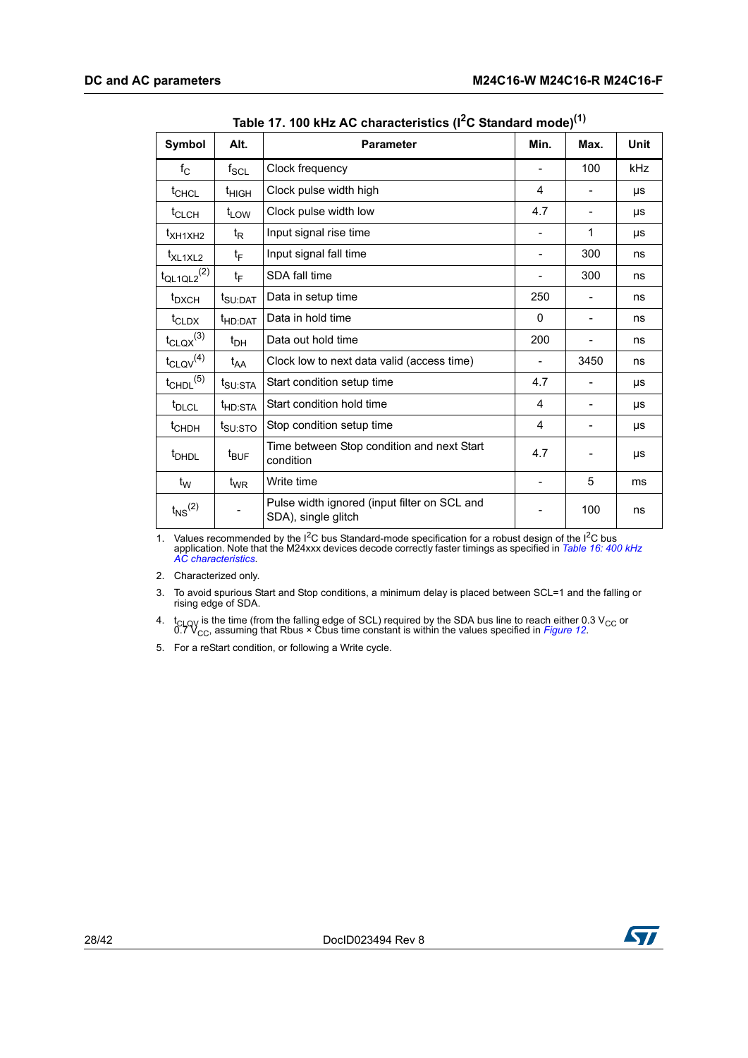Table 17. 100 kHz AC characteristics ($I^2C$ Standard mode)(1)

| Symbol | Alt. | Parameter | Min. | Max. | Unit |
|---|---|---|---|---|---|
| $f_C$ | $f_{SCL}$ | Clock frequency | - | 100 | kHz |
| $t_{CHCL}$ | $t_{HIGH}$ | Clock pulse width high | 4 | - | µs |
| $t_{CLCH}$ | $t_{LOW}$ | Clock pulse width low | 4.7 | - | µs |
| $t_{XH1XH2}$ | $t_R$ | Input signal rise time | - | 1 | µs |
| $t_{XL1XL2}$ | $t_F$ | Input signal fall time | - | 300 | ns |
| $t_{QL1QL2}$(2) | $t_F$ | SDA fall time | - | 300 | ns |
| $t_{DXCH}$ | $t_{SU:DAT}$ | Data in setup time | 250 | - | ns |
| $t_{CLDX}$ | $t_{HD:DAT}$ | Data in hold time | 0 | - | ns |
| $t_{CLQX}$(3) | $t_{DH}$ | Data out hold time | 200 | - | ns |
| $t_{CLQV}$(4) | $t_{AA}$ | Clock low to next data valid (access time) | - | 3450 | ns |
| $t_{CHDL}$(5) | $t_{SU:STA}$ | Start condition setup time | 4.7 | - | µs |
| $t_{DLCL}$ | $t_{HD:STA}$ | Start condition hold time | 4 | - | µs |
| $t_{CHDH}$ | $t_{SU:STO}$ | Stop condition setup time | 4 | - | µs |
| $t_{DHDL}$ | $t_{BUF}$ | Time between Stop condition and next Start condition | 4.7 | - | µs |
| $t_W$ | $t_{WR}$ | Write time | - | 5 | ms |
| $t_{NS}$(2) | - | Pulse width ignored (input filter on SCL and SDA), single glitch | - | 100 | ns |

1. Values recommended by the $I^2C$ bus Standard-mode specification for a robust design of the $I^2C$ bus application. Note that the M24xxx devices decode correctly faster timings as specified in *Table 16: 400 kHz AC characteristics*.
2. Characterized only.
3. To avoid spurious Start and Stop conditions, a minimum delay is placed between SCL=1 and the falling or rising edge of SDA.
4. $t_{CLQV}$ is the time (from the falling edge of SCL) required by the SDA bus line to reach either 0.3 $V_{CC}$ or 0.7 $V_{CC}$, assuming that Rbus × Cbus time constant is within the values specified in *Figure 12*.
5. For a reStart condition, or following a Write cycle.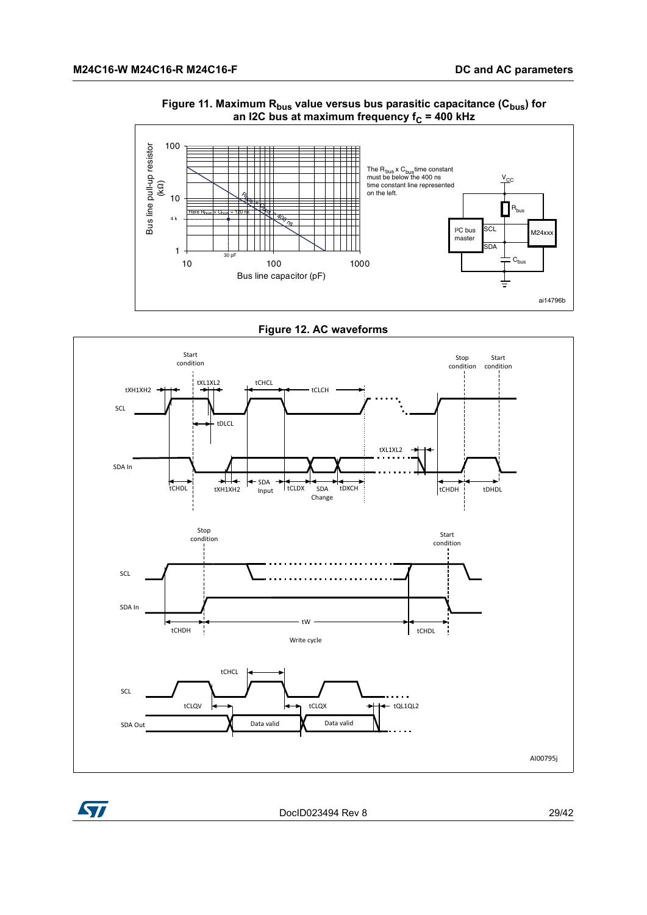**Figure 11. Maximum $R_{bus}$ value versus bus parasitic capacitance ($C_{bus}$) for an I2C bus at maximum frequency $f_C$ = 400 kHz**

Bus line pull-up resistor (kΩ)

Bus line capacitor (pF)

$R_{bus} \times C_{bus}$ = 400 ns

Here $R_{bus} \times C_{bus}$ = 120 ns

The $R_{bus} \times C_{bus}$ time constant must be below the 400 ns time constant line represented on the left.

ai14796b

**Figure 12. AC waveforms**

AI00795j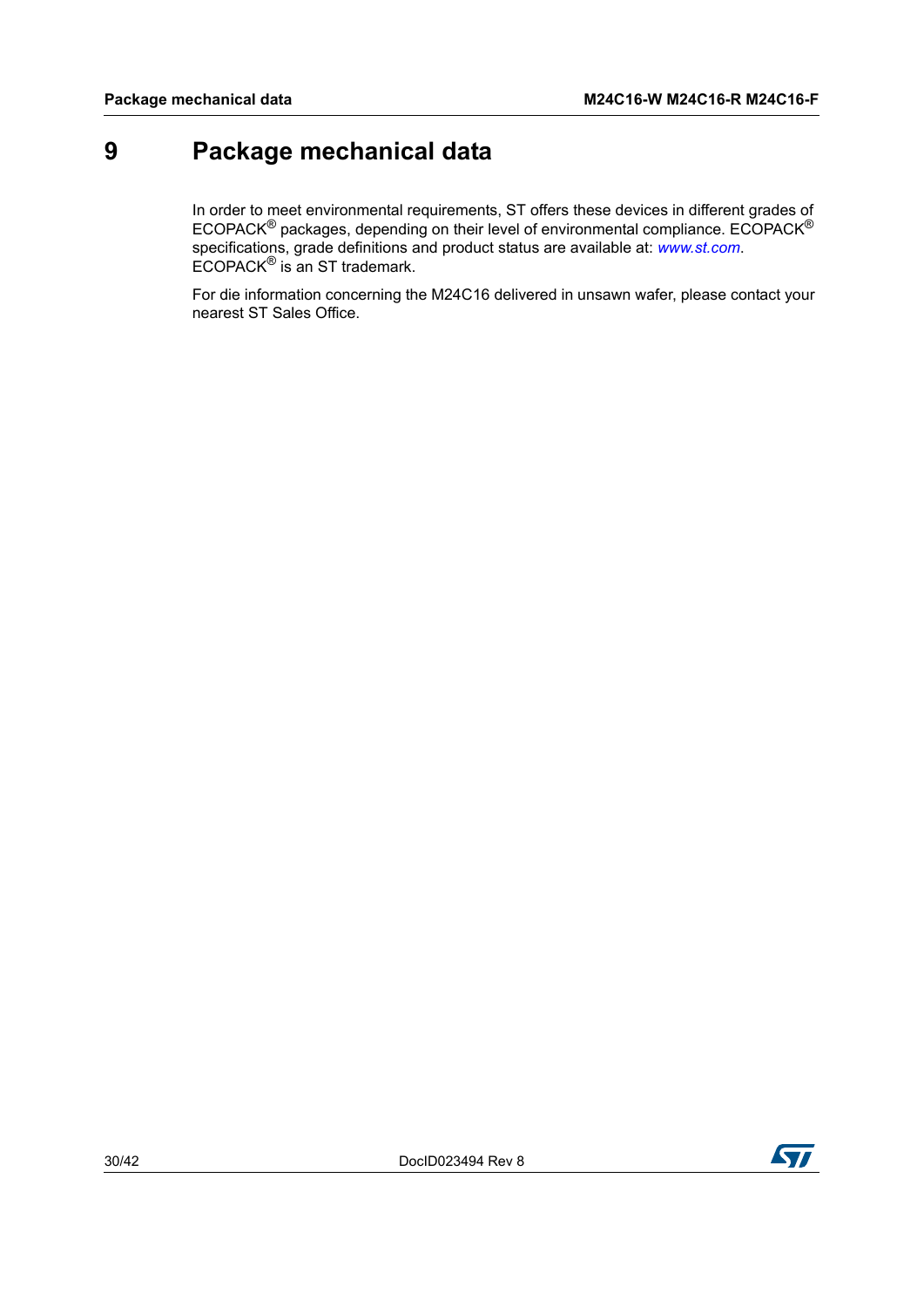# 9 Package mechanical data

In order to meet environmental requirements, ST offers these devices in different grades of ECOPACK® packages, depending on their level of environmental compliance. ECOPACK® specifications, grade definitions and product status are available at: *www.st.com*. ECOPACK® is an ST trademark.

For die information concerning the M24C16 delivered in unsawn wafer, please contact your nearest ST Sales Office.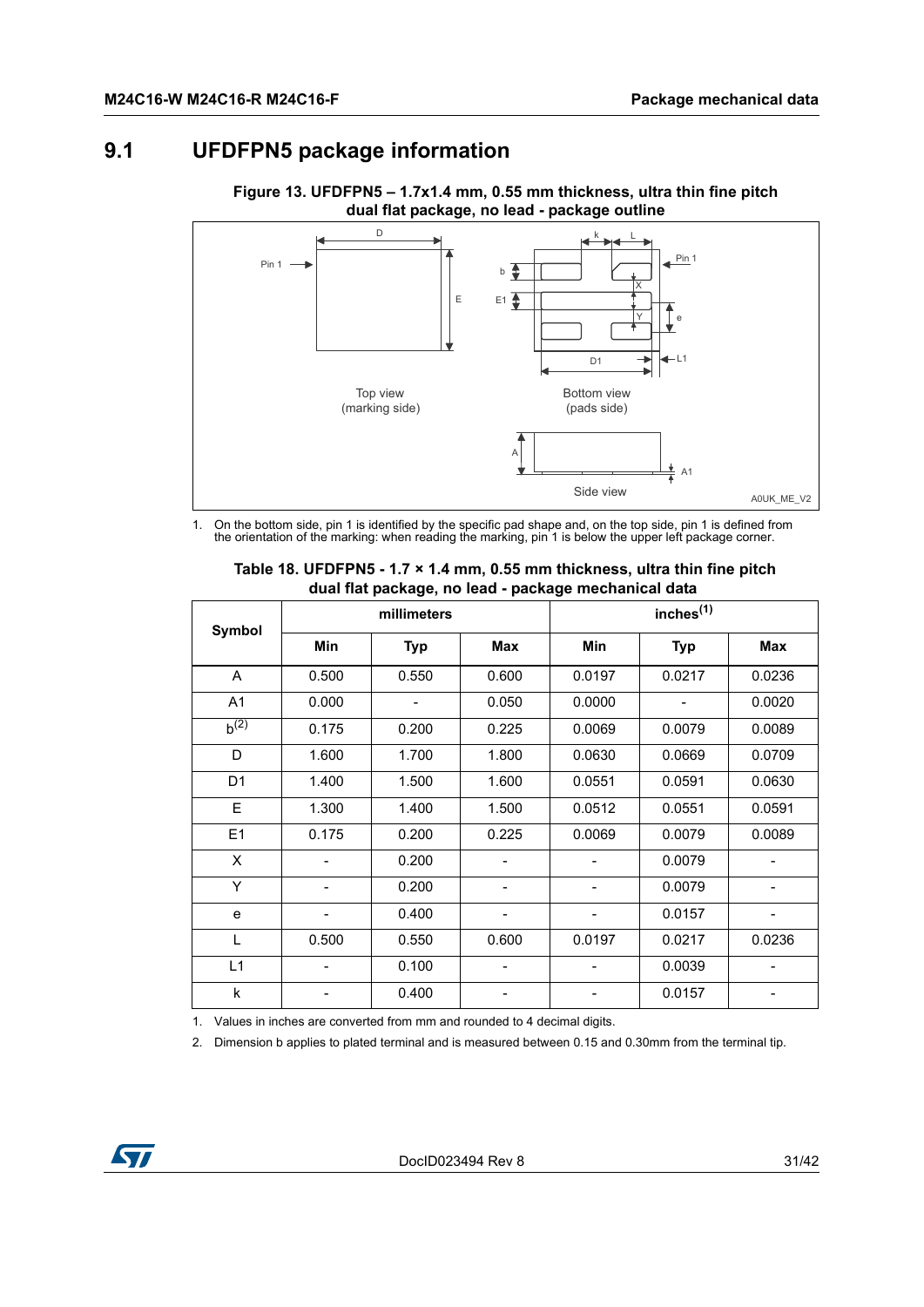## 9.1 UFDFPN5 package information

**Figure 13. UFDFPN5 – 1.7x1.4 mm, 0.55 mm thickness, ultra thin fine pitch dual flat package, no lead - package outline**

1. On the bottom side, pin 1 is identified by the specific pad shape and, on the top side, pin 1 is defined from the orientation of the marking: when reading the marking, pin 1 is below the upper left package corner.

**Table 18. UFDFPN5 - 1.7 × 1.4 mm, 0.55 mm thickness, ultra thin fine pitch dual flat package, no lead - package mechanical data**

| Symbol | millimeters | | | inches[1] | | |
|---|---|---|---|---|---|---|
| | Min | Typ | Max | Min | Typ | Max |
| A | 0.500 | 0.550 | 0.600 | 0.0197 | 0.0217 | 0.0236 |
| A1 | 0.000 | - | 0.050 | 0.0000 | - | 0.0020 |
| b[2] | 0.175 | 0.200 | 0.225 | 0.0069 | 0.0079 | 0.0089 |
| D | 1.600 | 1.700 | 1.800 | 0.0630 | 0.0669 | 0.0709 |
| D1 | 1.400 | 1.500 | 1.600 | 0.0551 | 0.0591 | 0.0630 |
| E | 1.300 | 1.400 | 1.500 | 0.0512 | 0.0551 | 0.0591 |
| E1 | 0.175 | 0.200 | 0.225 | 0.0069 | 0.0079 | 0.0089 |
| X | - | 0.200 | - | - | 0.0079 | - |
| Y | - | 0.200 | - | - | 0.0079 | - |
| e | - | 0.400 | - | - | 0.0157 | - |
| L | 0.500 | 0.550 | 0.600 | 0.0197 | 0.0217 | 0.0236 |
| L1 | - | 0.100 | - | - | 0.0039 | - |
| k | - | 0.400 | - | - | 0.0157 | - |

1. Values in inches are converted from mm and rounded to 4 decimal digits.
2. Dimension b applies to plated terminal and is measured between 0.15 and 0.30mm from the terminal tip.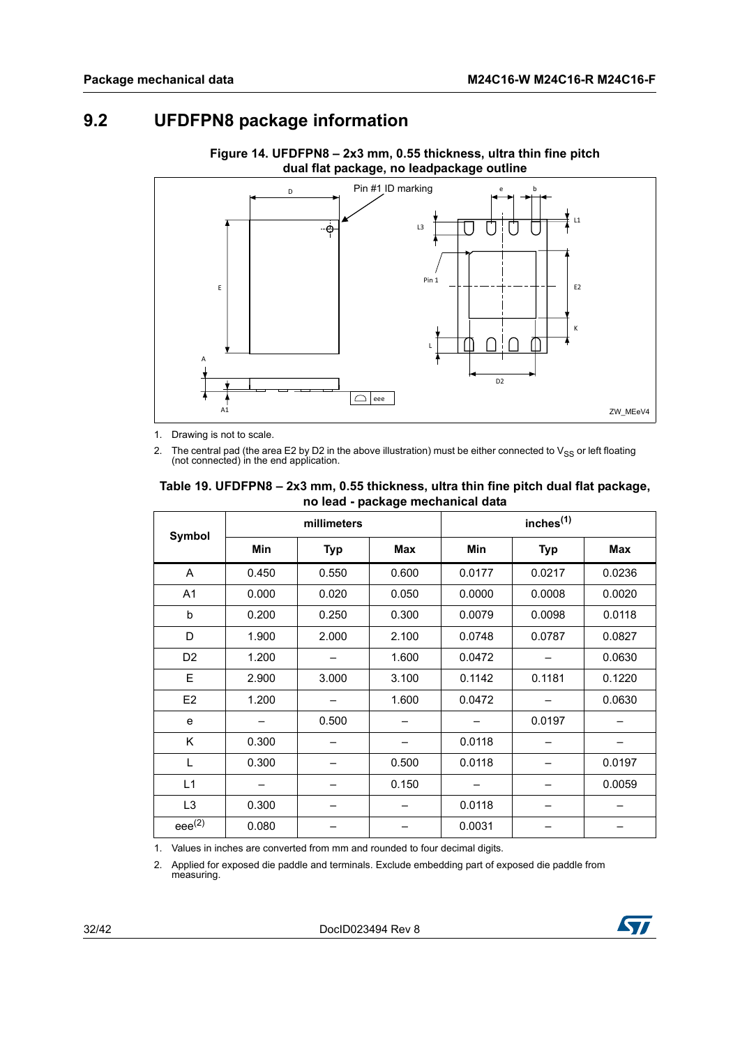## 9.2 UFDFPN8 package information

**Figure 14. UFDFPN8 – 2x3 mm, 0.55 thickness, ultra thin fine pitch dual flat package, no leadpackage outline**

1. Drawing is not to scale.
2. The central pad (the area E2 by D2 in the above illustration) must be either connected to $V_{SS}$ or left floating (not connected) in the end application.

**Table 19. UFDFPN8 – 2x3 mm, 0.55 thickness, ultra thin fine pitch dual flat package, no lead - package mechanical data**

| Symbol | millimeters | | | inches[1] | | |
|---|---|---|---|---|---|---|
| | Min | Typ | Max | Min | Typ | Max |
| A | 0.450 | 0.550 | 0.600 | 0.0177 | 0.0217 | 0.0236 |
| A1 | 0.000 | 0.020 | 0.050 | 0.0000 | 0.0008 | 0.0020 |
| b | 0.200 | 0.250 | 0.300 | 0.0079 | 0.0098 | 0.0118 |
| D | 1.900 | 2.000 | 2.100 | 0.0748 | 0.0787 | 0.0827 |
| D2 | 1.200 | – | 1.600 | 0.0472 | – | 0.0630 |
| E | 2.900 | 3.000 | 3.100 | 0.1142 | 0.1181 | 0.1220 |
| E2 | 1.200 | – | 1.600 | 0.0472 | – | 0.0630 |
| e | – | 0.500 | – | – | 0.0197 | – |
| K | 0.300 | – | – | 0.0118 | – | – |
| L | 0.300 | – | 0.500 | 0.0118 | – | 0.0197 |
| L1 | – | – | 0.150 | – | – | 0.0059 |
| L3 | 0.300 | – | – | 0.0118 | – | – |
| eee[2] | 0.080 | – | – | 0.0031 | – | – |

1. Values in inches are converted from mm and rounded to four decimal digits.
2. Applied for exposed die paddle and terminals. Exclude embedding part of exposed die paddle from measuring.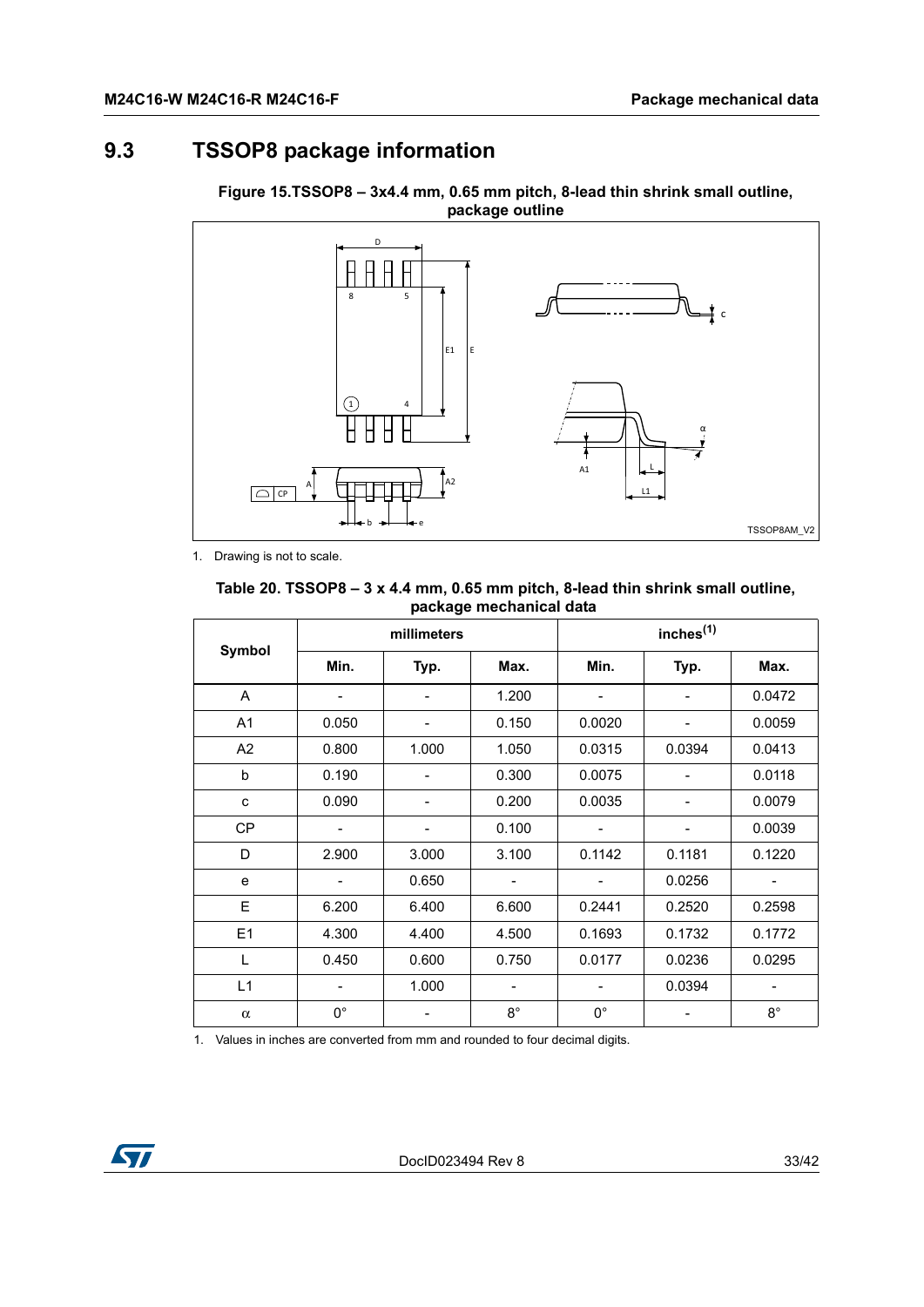## 9.3 TSSOP8 package information

**Figure 15.TSSOP8 – 3x4.4 mm, 0.65 mm pitch, 8-lead thin shrink small outline, package outline**

1. Drawing is not to scale.

**Table 20. TSSOP8 – 3 x 4.4 mm, 0.65 mm pitch, 8-lead thin shrink small outline, package mechanical data**

| Symbol | millimeters | | | inches[1] | | |
|---|---|---|---|---|---|---|
| | Min. | Typ. | Max. | Min. | Typ. | Max. |
| A | - | - | 1.200 | - | - | 0.0472 |
| A1 | 0.050 | - | 0.150 | 0.0020 | - | 0.0059 |
| A2 | 0.800 | 1.000 | 1.050 | 0.0315 | 0.0394 | 0.0413 |
| b | 0.190 | - | 0.300 | 0.0075 | - | 0.0118 |
| c | 0.090 | - | 0.200 | 0.0035 | - | 0.0079 |
| CP | - | - | 0.100 | - | - | 0.0039 |
| D | 2.900 | 3.000 | 3.100 | 0.1142 | 0.1181 | 0.1220 |
| e | - | 0.650 | - | - | 0.0256 | - |
| E | 6.200 | 6.400 | 6.600 | 0.2441 | 0.2520 | 0.2598 |
| E1 | 4.300 | 4.400 | 4.500 | 0.1693 | 0.1732 | 0.1772 |
| L | 0.450 | 0.600 | 0.750 | 0.0177 | 0.0236 | 0.0295 |
| L1 | - | 1.000 | - | - | 0.0394 | - |
| α | 0° | - | 8° | 0° | - | 8° |

1. Values in inches are converted from mm and rounded to four decimal digits.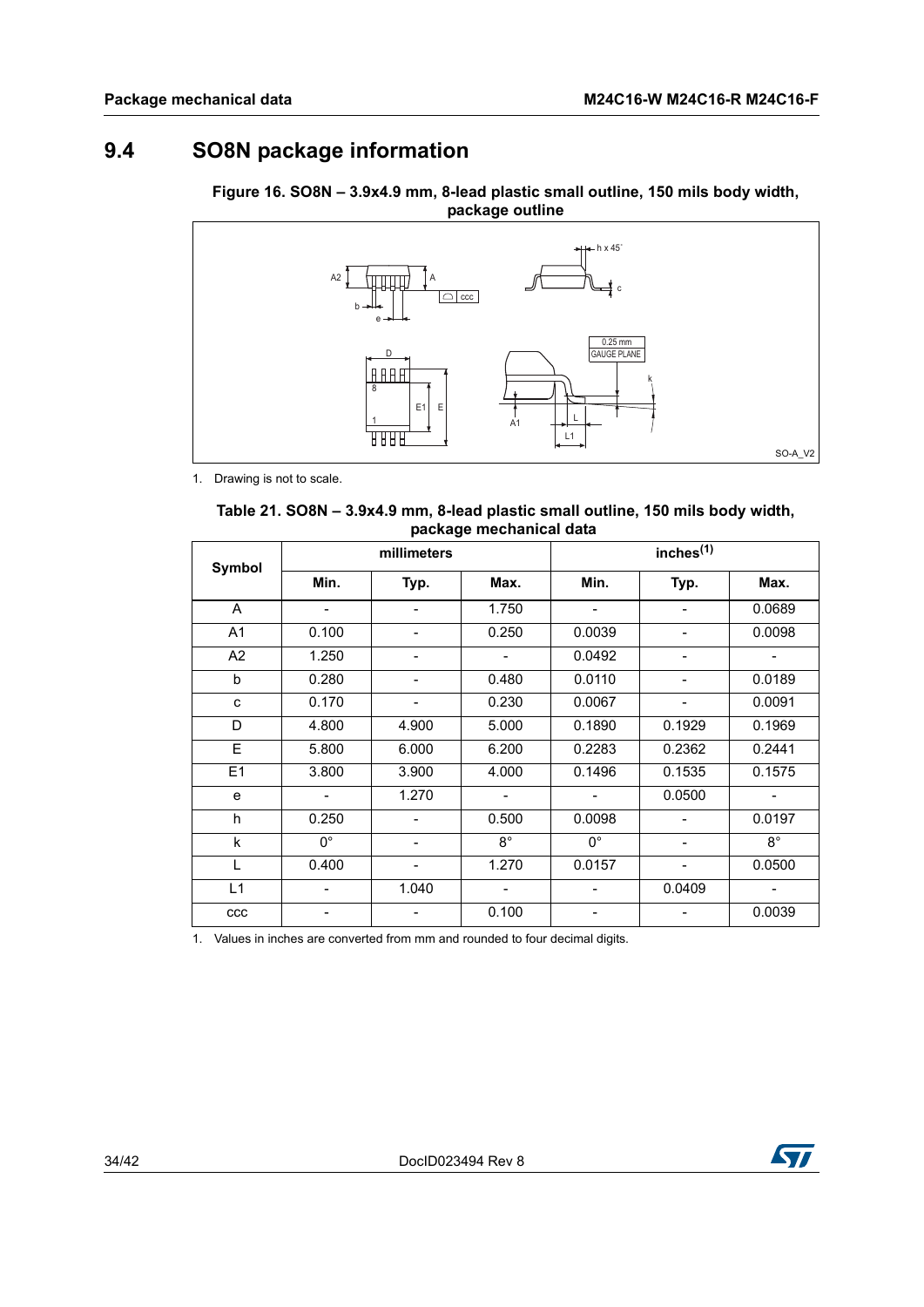## 9.4 SO8N package information

**Figure 16. SO8N – 3.9x4.9 mm, 8-lead plastic small outline, 150 mils body width, package outline**

1. Drawing is not to scale.

**Table 21. SO8N – 3.9x4.9 mm, 8-lead plastic small outline, 150 mils body width, package mechanical data**

| Symbol | millimeters | | | inches[1] | | |
|---|---|---|---|---|---|---|
| | Min. | Typ. | Max. | Min. | Typ. | Max. |
| A | - | - | 1.750 | - | - | 0.0689 |
| A1 | 0.100 | - | 0.250 | 0.0039 | - | 0.0098 |
| A2 | 1.250 | - | - | 0.0492 | - | - |
| b | 0.280 | - | 0.480 | 0.0110 | - | 0.0189 |
| c | 0.170 | - | 0.230 | 0.0067 | - | 0.0091 |
| D | 4.800 | 4.900 | 5.000 | 0.1890 | 0.1929 | 0.1969 |
| E | 5.800 | 6.000 | 6.200 | 0.2283 | 0.2362 | 0.2441 |
| E1 | 3.800 | 3.900 | 4.000 | 0.1496 | 0.1535 | 0.1575 |
| e | - | 1.270 | - | - | 0.0500 | - |
| h | 0.250 | - | 0.500 | 0.0098 | - | 0.0197 |
| k | 0° | - | 8° | 0° | - | 8° |
| L | 0.400 | - | 1.270 | 0.0157 | - | 0.0500 |
| L1 | - | 1.040 | - | - | 0.0409 | - |
| ccc | - | - | 0.100 | - | - | 0.0039 |

1. Values in inches are converted from mm and rounded to four decimal digits.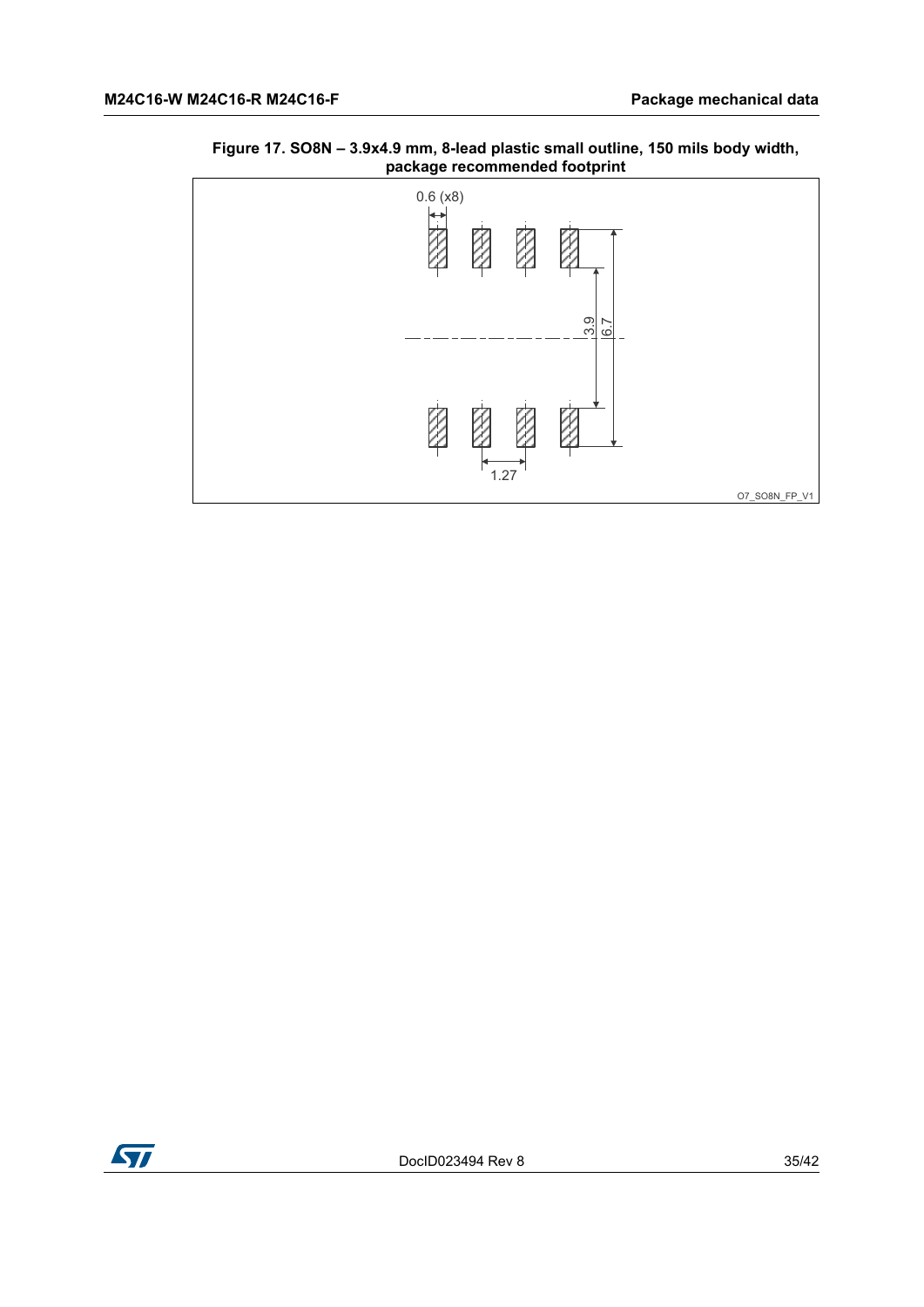**Figure 17. SO8N – 3.9x4.9 mm, 8-lead plastic small outline, 150 mils body width, package recommended footprint**

0.6 (x8)

3.9

6.7

1.27

O7_SO8N_FP_V1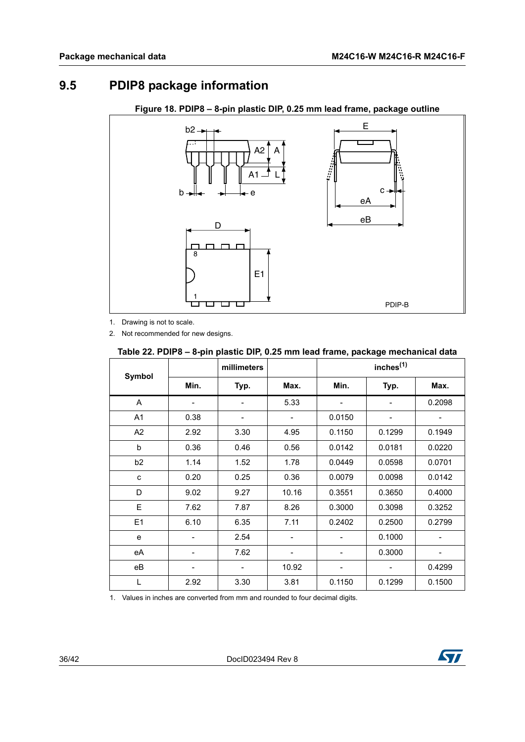## 9.5 PDIP8 package information

**Figure 18. PDIP8 – 8-pin plastic DIP, 0.25 mm lead frame, package outline**

1. Drawing is not to scale.
2. Not recommended for new designs.

**Table 22. PDIP8 – 8-pin plastic DIP, 0.25 mm lead frame, package mechanical data**

| Symbol | millimeters | | | inches[1] | | |
|---|---|---|---|---|---|---|
| | Min. | Typ. | Max. | Min. | Typ. | Max. |
| A | - | - | 5.33 | - | - | 0.2098 |
| A1 | 0.38 | - | - | 0.0150 | - | - |
| A2 | 2.92 | 3.30 | 4.95 | 0.1150 | 0.1299 | 0.1949 |
| b | 0.36 | 0.46 | 0.56 | 0.0142 | 0.0181 | 0.0220 |
| b2 | 1.14 | 1.52 | 1.78 | 0.0449 | 0.0598 | 0.0701 |
| c | 0.20 | 0.25 | 0.36 | 0.0079 | 0.0098 | 0.0142 |
| D | 9.02 | 9.27 | 10.16 | 0.3551 | 0.3650 | 0.4000 |
| E | 7.62 | 7.87 | 8.26 | 0.3000 | 0.3098 | 0.3252 |
| E1 | 6.10 | 6.35 | 7.11 | 0.2402 | 0.2500 | 0.2799 |
| e | - | 2.54 | - | - | 0.1000 | - |
| eA | - | 7.62 | - | - | 0.3000 | - |
| eB | - | - | 10.92 | - | - | 0.4299 |
| L | 2.92 | 3.30 | 3.81 | 0.1150 | 0.1299 | 0.1500 |

1. Values in inches are converted from mm and rounded to four decimal digits.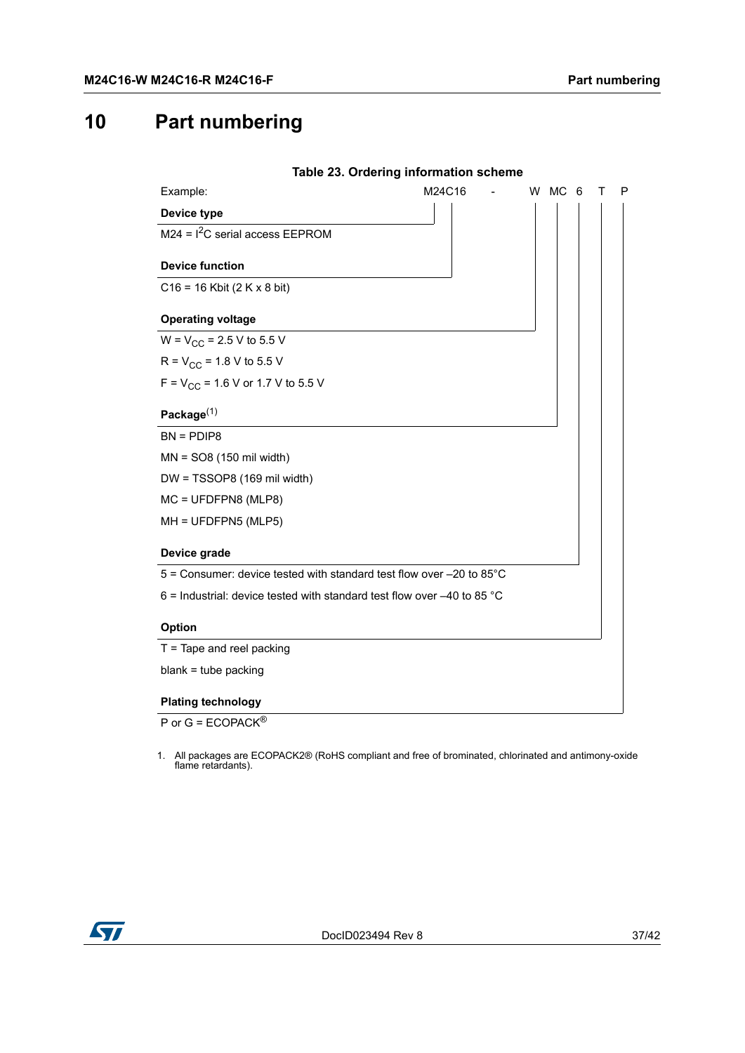# 10 Part numbering

**Table 23. Ordering information scheme**

Example: M24C16 - W MC 6 T P

**Device type**

M24 = $I^2C$ serial access EEPROM

**Device function**

C16 = 16 Kbit (2 K x 8 bit)

**Operating voltage**

W = $V_{CC}$ = 2.5 V to 5.5 V

R = $V_{CC}$ = 1.8 V to 5.5 V

F = $V_{CC}$ = 1.6 V or 1.7 V to 5.5 V

**Package**(1)

BN = PDIP8

MN = SO8 (150 mil width)

DW = TSSOP8 (169 mil width)

MC = UFDFPN8 (MLP8)

MH = UFDFPN5 (MLP5)

**Device grade**

5 = Consumer: device tested with standard test flow over –20 to 85°C

6 = Industrial: device tested with standard test flow over –40 to 85 °C

**Option**

T = Tape and reel packing

blank = tube packing

**Plating technology**

P or G = ECOPACK®

1. All packages are ECOPACK2® (RoHS compliant and free of brominated, chlorinated and antimony-oxide flame retardants).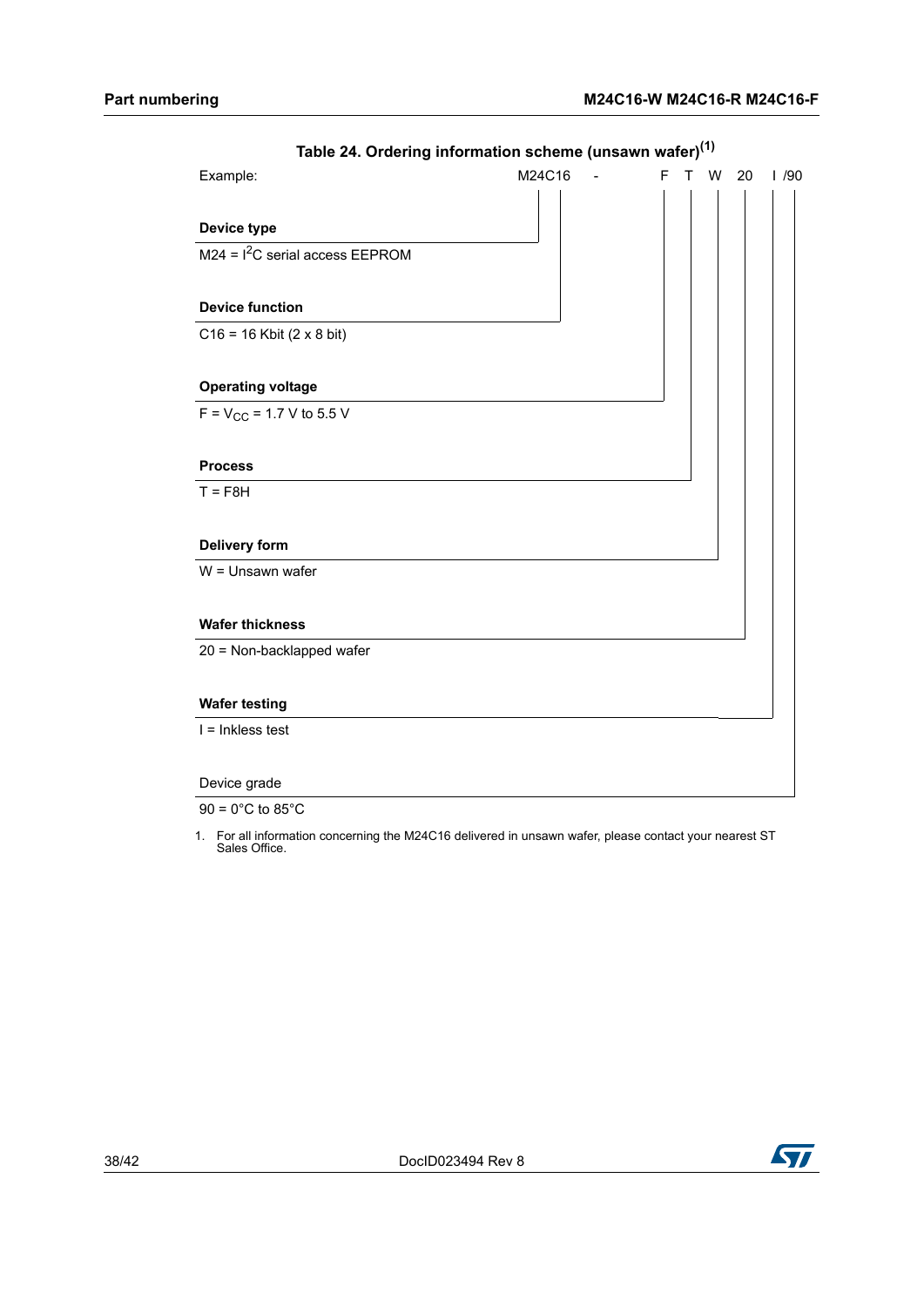**Table 24. Ordering information scheme (unsawn wafer)(1)**

| Example: | M24C16 | - | F | T | W | 20 | I /90 |
|---|---|---|---|---|---|---|---|

**Device type**

M24 = $I^2C$ serial access EEPROM

**Device function**

C16 = 16 Kbit (2 x 8 bit)

**Operating voltage**

F = $V_{CC}$ = 1.7 V to 5.5 V

**Process**

T = F8H

**Delivery form**

W = Unsawn wafer

**Wafer thickness**

20 = Non-backlapped wafer

**Wafer testing**

I = Inkless test

Device grade

90 = 0°C to 85°C

1. For all information concerning the M24C16 delivered in unsawn wafer, please contact your nearest ST Sales Office.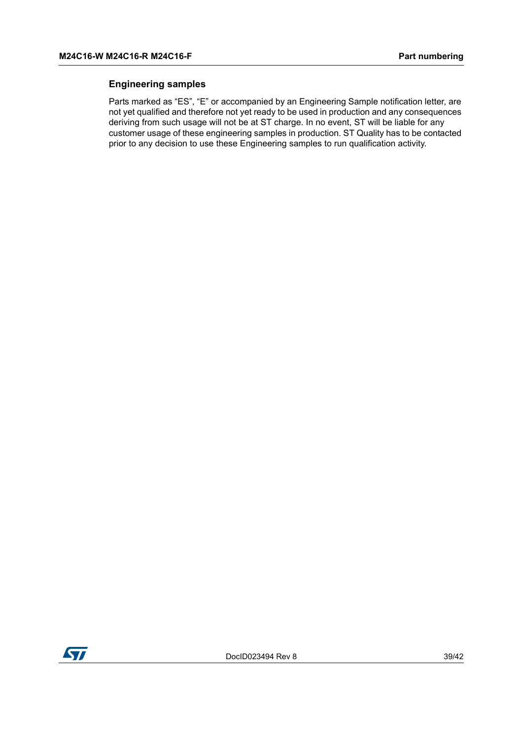### Engineering samples

Parts marked as “ES”, “E” or accompanied by an Engineering Sample notification letter, are not yet qualified and therefore not yet ready to be used in production and any consequences deriving from such usage will not be at ST charge. In no event, ST will be liable for any customer usage of these engineering samples in production. ST Quality has to be contacted prior to any decision to use these Engineering samples to run qualification activity.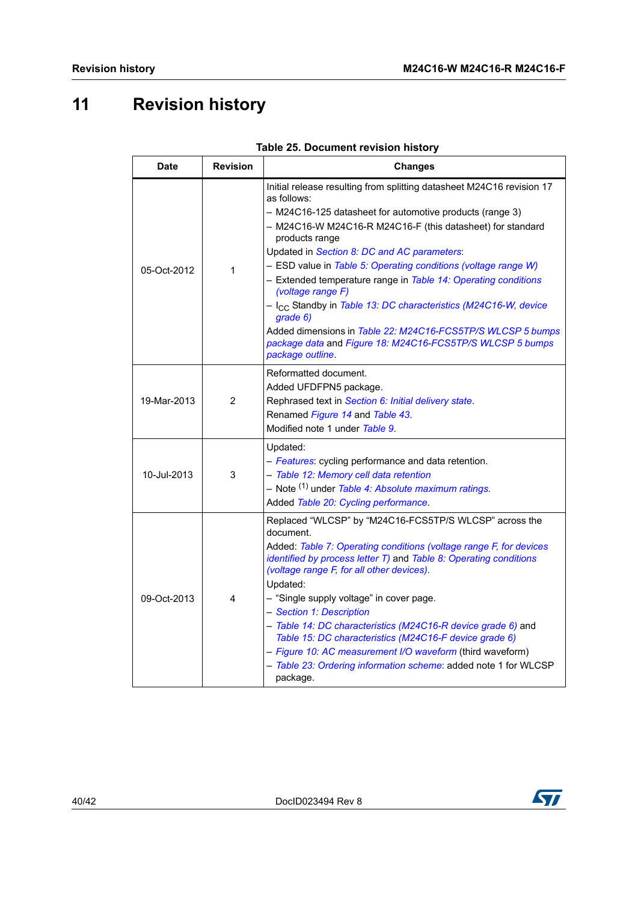# 11 Revision history

**Table 25. Document revision history**

| Date | Revision | Changes |
|---|---|---|
| 05-Oct-2012 | 1 | Initial release resulting from splitting datasheet M24C16 revision 17 as follows:<br>– M24C16-125 datasheet for automotive products (range 3)<br>– M24C16-W M24C16-R M24C16-F (this datasheet) for standard products range<br>Updated in *Section 8: DC and AC parameters*:<br>– ESD value in *Table 5: Operating conditions (voltage range W)*<br>– Extended temperature range in *Table 14: Operating conditions (voltage range F)*<br>– $I_{CC}$ Standby in *Table 13: DC characteristics (M24C16-W, device grade 6)*<br>Added dimensions in *Table 22: M24C16-FCS5TP/S WLCSP 5 bumps package data* and *Figure 18: M24C16-FCS5TP/S WLCSP 5 bumps package outline*. |
| 19-Mar-2013 | 2 | Reformatted document.<br>Added UFDFPN5 package.<br>Rephrased text in *Section 6: Initial delivery state*.<br>Renamed *Figure 14* and *Table 43*.<br>Modified note 1 under *Table 9*. |
| 10-Jul-2013 | 3 | Updated:<br>– *Features*: cycling performance and data retention.<br>– *Table 12: Memory cell data retention*<br>– Note [1] under *Table 4: Absolute maximum ratings*.<br>Added *Table 20: Cycling performance*. |
| 09-Oct-2013 | 4 | Replaced “WLCSP” by “M24C16-FCS5TP/S WLCSP” across the document.<br>Added: *Table 7: Operating conditions (voltage range F, for devices identified by process letter T)* and *Table 8: Operating conditions (voltage range F, for all other devices)*.<br>Updated:<br>– “Single supply voltage” in cover page.<br>– *Section 1: Description*<br>– *Table 14: DC characteristics (M24C16-R device grade 6)* and *Table 15: DC characteristics (M24C16-F device grade 6)*<br>– *Figure 10: AC measurement I/O waveform* (third waveform)<br>– *Table 23: Ordering information scheme*: added note 1 for WLCSP package. |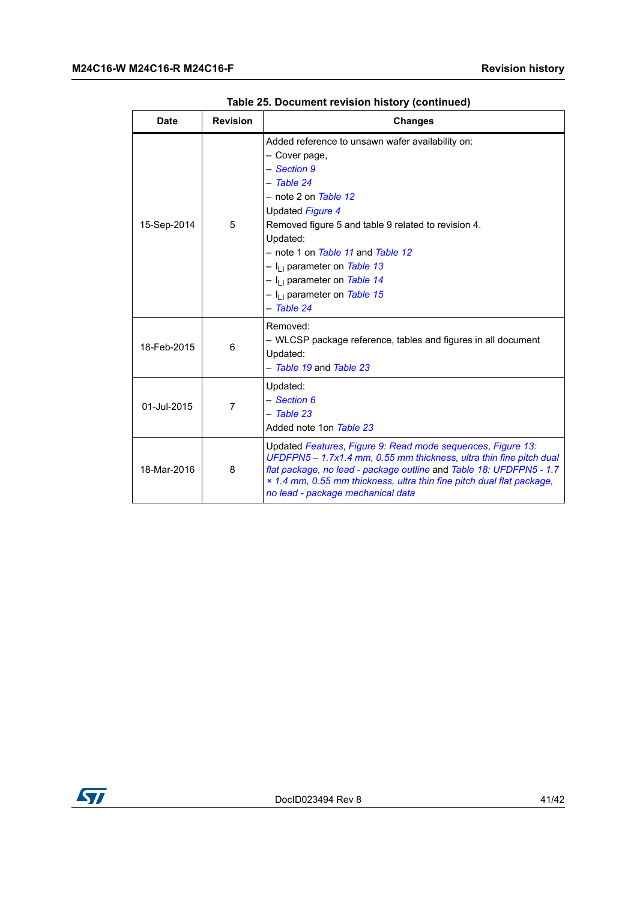**Table 25. Document revision history (continued)**

| Date | Revision | Changes |
|---|---|---|
| 15-Sep-2014 | 5 | Added reference to unsawn wafer availability on:<br>– Cover page,<br>– *Section 9*<br>– *Table 24*<br>– note 2 on *Table 12*<br>Updated *Figure 4*<br>Removed figure 5 and table 9 related to revision 4.<br>Updated:<br>– note 1 on *Table 11* and *Table 12*<br>– $I_{LI}$ parameter on *Table 13*<br>– $I_{LI}$ parameter on *Table 14*<br>– $I_{LI}$ parameter on *Table 15*<br>– *Table 24* |
| 18-Feb-2015 | 6 | Removed:<br>– WLCSP package reference, tables and figures in all document<br>Updated:<br>– *Table 19* and *Table 23* |
| 01-Jul-2015 | 7 | Updated:<br>– *Section 6*<br>– *Table 23*<br>Added note 1on *Table 23* |
| 18-Mar-2016 | 8 | Updated *Features*, *Figure 9: Read mode sequences*, *Figure 13: UFDFPN5 – 1.7x1.4 mm, 0.55 mm thickness, ultra thin fine pitch dual flat package, no lead - package outline* and *Table 18: UFDFPN5 - 1.7 × 1.4 mm, 0.55 mm thickness, ultra thin fine pitch dual flat package, no lead - package mechanical data* |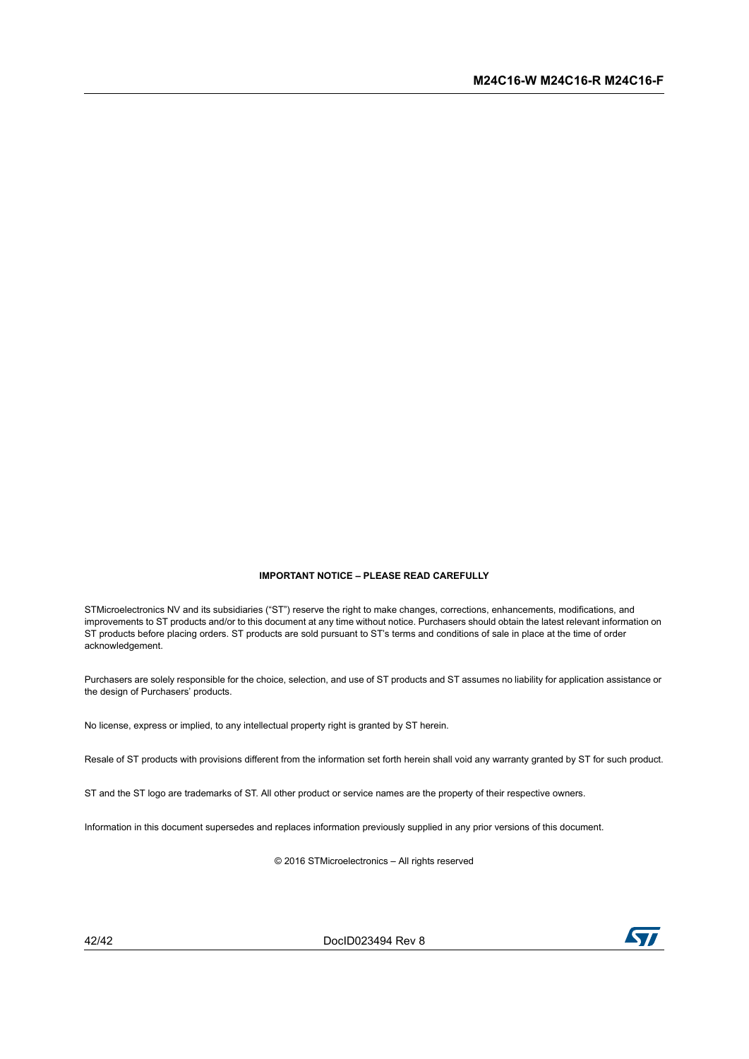**IMPORTANT NOTICE – PLEASE READ CAREFULLY**

STMicroelectronics NV and its subsidiaries (“ST”) reserve the right to make changes, corrections, enhancements, modifications, and improvements to ST products and/or to this document at any time without notice. Purchasers should obtain the latest relevant information on ST products before placing orders. ST products are sold pursuant to ST’s terms and conditions of sale in place at the time of order acknowledgement.

Purchasers are solely responsible for the choice, selection, and use of ST products and ST assumes no liability for application assistance or the design of Purchasers’ products.

No license, express or implied, to any intellectual property right is granted by ST herein.

Resale of ST products with provisions different from the information set forth herein shall void any warranty granted by ST for such product.

ST and the ST logo are trademarks of ST. All other product or service names are the property of their respective owners.

Information in this document supersedes and replaces information previously supplied in any prior versions of this document.

© 2016 STMicroelectronics – All rights reserved